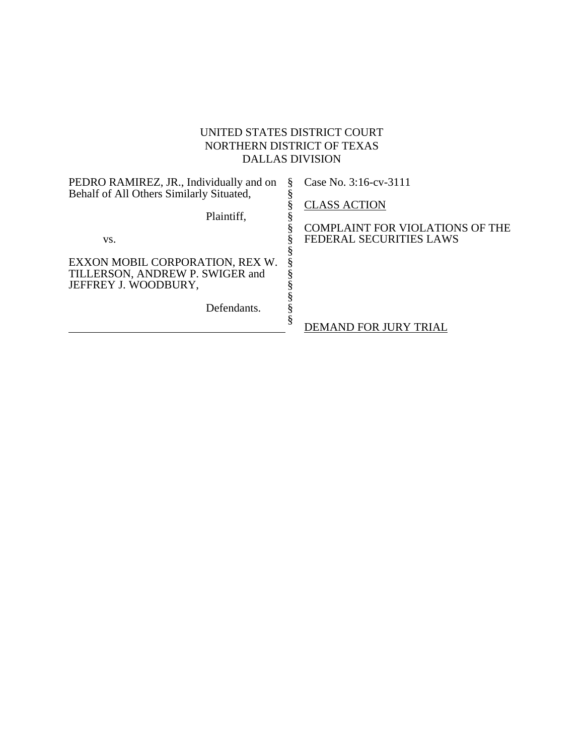UNITED STATES DISTRICT COURT
NORTHERN DISTRICT OF TEXAS
DALLAS DIVISION

| | | |
|---|---|---|
| PEDRO RAMIREZ, JR., Individually and on Behalf of All Others Similarly Situated, | § | Case No. 3:16-cv-3111 |
| | § | |
| Plaintiff, | § | CLASS ACTION |
| | § | |
| vs. | § | COMPLAINT FOR VIOLATIONS OF THE FEDERAL SECURITIES LAWS |
| | § | |
| EXXON MOBIL CORPORATION, REX W. TILLERSON, ANDREW P. SWIGER and JEFFREY J. WOODBURY, | § | |
| | § | |
| Defendants. | § | |
| | § | DEMAND FOR JURY TRIAL |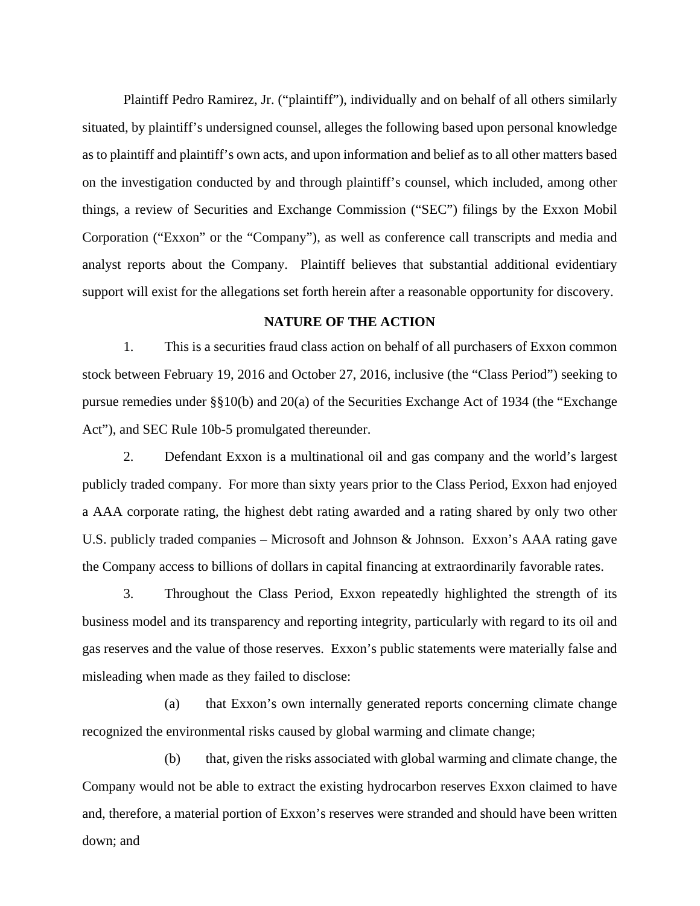Plaintiff Pedro Ramirez, Jr. ("plaintiff"), individually and on behalf of all others similarly situated, by plaintiff's undersigned counsel, alleges the following based upon personal knowledge as to plaintiff and plaintiff's own acts, and upon information and belief as to all other matters based on the investigation conducted by and through plaintiff's counsel, which included, among other things, a review of Securities and Exchange Commission ("SEC") filings by the Exxon Mobil Corporation ("Exxon" or the "Company"), as well as conference call transcripts and media and analyst reports about the Company. Plaintiff believes that substantial additional evidentiary support will exist for the allegations set forth herein after a reasonable opportunity for discovery.

## NATURE OF THE ACTION

1. This is a securities fraud class action on behalf of all purchasers of Exxon common stock between February 19, 2016 and October 27, 2016, inclusive (the "Class Period") seeking to pursue remedies under §§10(b) and 20(a) of the Securities Exchange Act of 1934 (the "Exchange Act"), and SEC Rule 10b-5 promulgated thereunder.

2. Defendant Exxon is a multinational oil and gas company and the world's largest publicly traded company. For more than sixty years prior to the Class Period, Exxon had enjoyed a AAA corporate rating, the highest debt rating awarded and a rating shared by only two other U.S. publicly traded companies – Microsoft and Johnson & Johnson. Exxon's AAA rating gave the Company access to billions of dollars in capital financing at extraordinarily favorable rates.

3. Throughout the Class Period, Exxon repeatedly highlighted the strength of its business model and its transparency and reporting integrity, particularly with regard to its oil and gas reserves and the value of those reserves. Exxon's public statements were materially false and misleading when made as they failed to disclose:

(a) that Exxon's own internally generated reports concerning climate change recognized the environmental risks caused by global warming and climate change;

(b) that, given the risks associated with global warming and climate change, the Company would not be able to extract the existing hydrocarbon reserves Exxon claimed to have and, therefore, a material portion of Exxon's reserves were stranded and should have been written down; and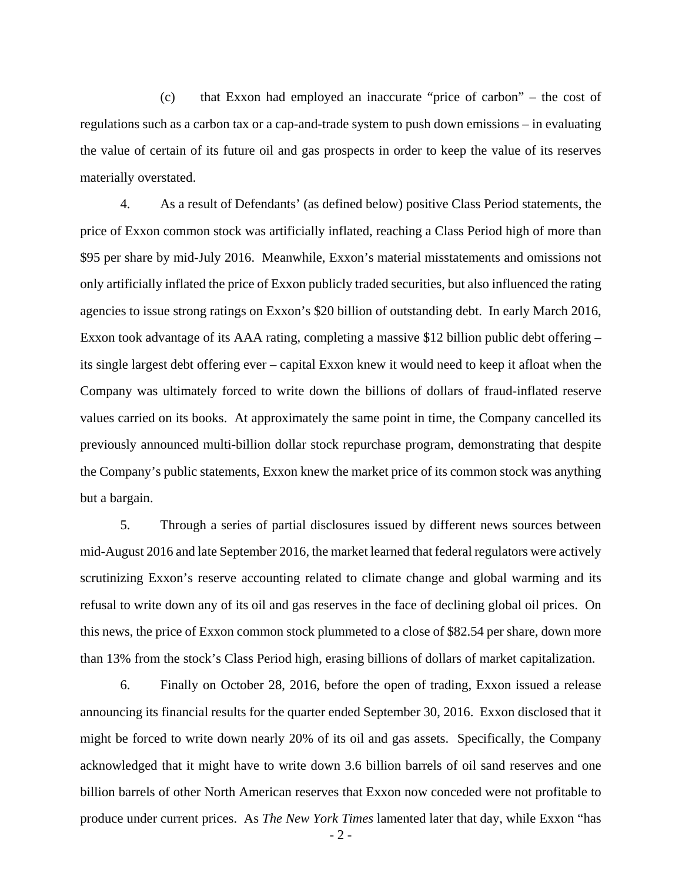(c) that Exxon had employed an inaccurate "price of carbon" – the cost of regulations such as a carbon tax or a cap-and-trade system to push down emissions – in evaluating the value of certain of its future oil and gas prospects in order to keep the value of its reserves materially overstated.

4. As a result of Defendants' (as defined below) positive Class Period statements, the price of Exxon common stock was artificially inflated, reaching a Class Period high of more than $95 per share by mid-July 2016. Meanwhile, Exxon's material misstatements and omissions not only artificially inflated the price of Exxon publicly traded securities, but also influenced the rating agencies to issue strong ratings on Exxon's $20 billion of outstanding debt. In early March 2016, Exxon took advantage of its AAA rating, completing a massive $12 billion public debt offering – its single largest debt offering ever – capital Exxon knew it would need to keep it afloat when the Company was ultimately forced to write down the billions of dollars of fraud-inflated reserve values carried on its books. At approximately the same point in time, the Company cancelled its previously announced multi-billion dollar stock repurchase program, demonstrating that despite the Company's public statements, Exxon knew the market price of its common stock was anything but a bargain.

5. Through a series of partial disclosures issued by different news sources between mid-August 2016 and late September 2016, the market learned that federal regulators were actively scrutinizing Exxon's reserve accounting related to climate change and global warming and its refusal to write down any of its oil and gas reserves in the face of declining global oil prices. On this news, the price of Exxon common stock plummeted to a close of $82.54 per share, down more than 13% from the stock's Class Period high, erasing billions of dollars of market capitalization.

6. Finally on October 28, 2016, before the open of trading, Exxon issued a release announcing its financial results for the quarter ended September 30, 2016. Exxon disclosed that it might be forced to write down nearly 20% of its oil and gas assets. Specifically, the Company acknowledged that it might have to write down 3.6 billion barrels of oil sand reserves and one billion barrels of other North American reserves that Exxon now conceded were not profitable to produce under current prices. As *The New York Times* lamented later that day, while Exxon "has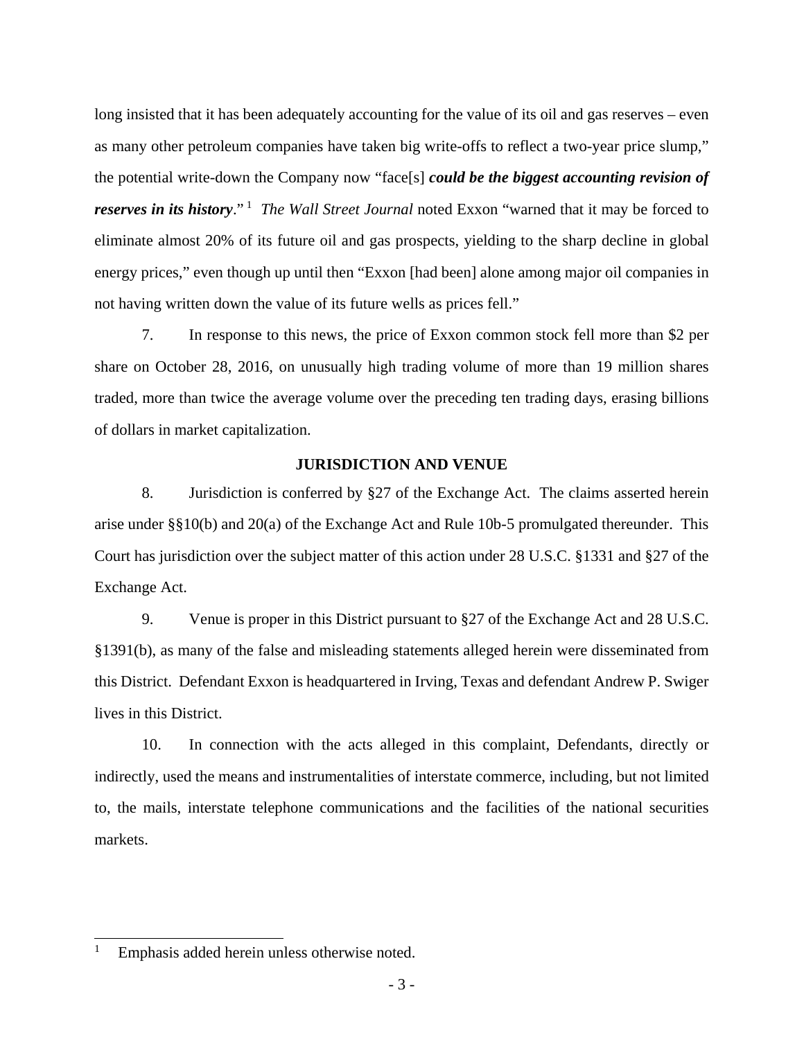long insisted that it has been adequately accounting for the value of its oil and gas reserves – even as many other petroleum companies have taken big write-offs to reflect a two-year price slump," the potential write-down the Company now "face[s] ***could be the biggest accounting revision of reserves in its history***."[1] *The Wall Street Journal* noted Exxon "warned that it may be forced to eliminate almost 20% of its future oil and gas prospects, yielding to the sharp decline in global energy prices," even though up until then "Exxon [had been] alone among major oil companies in not having written down the value of its future wells as prices fell."

7. In response to this news, the price of Exxon common stock fell more than $2 per share on October 28, 2016, on unusually high trading volume of more than 19 million shares traded, more than twice the average volume over the preceding ten trading days, erasing billions of dollars in market capitalization.

## JURISDICTION AND VENUE

8. Jurisdiction is conferred by §27 of the Exchange Act. The claims asserted herein arise under §§10(b) and 20(a) of the Exchange Act and Rule 10b-5 promulgated thereunder. This Court has jurisdiction over the subject matter of this action under 28 U.S.C. §1331 and §27 of the Exchange Act.

9. Venue is proper in this District pursuant to §27 of the Exchange Act and 28 U.S.C. §1391(b), as many of the false and misleading statements alleged herein were disseminated from this District. Defendant Exxon is headquartered in Irving, Texas and defendant Andrew P. Swiger lives in this District.

10. In connection with the acts alleged in this complaint, Defendants, directly or indirectly, used the means and instrumentalities of interstate commerce, including, but not limited to, the mails, interstate telephone communications and the facilities of the national securities markets.

---

[1] Emphasis added herein unless otherwise noted.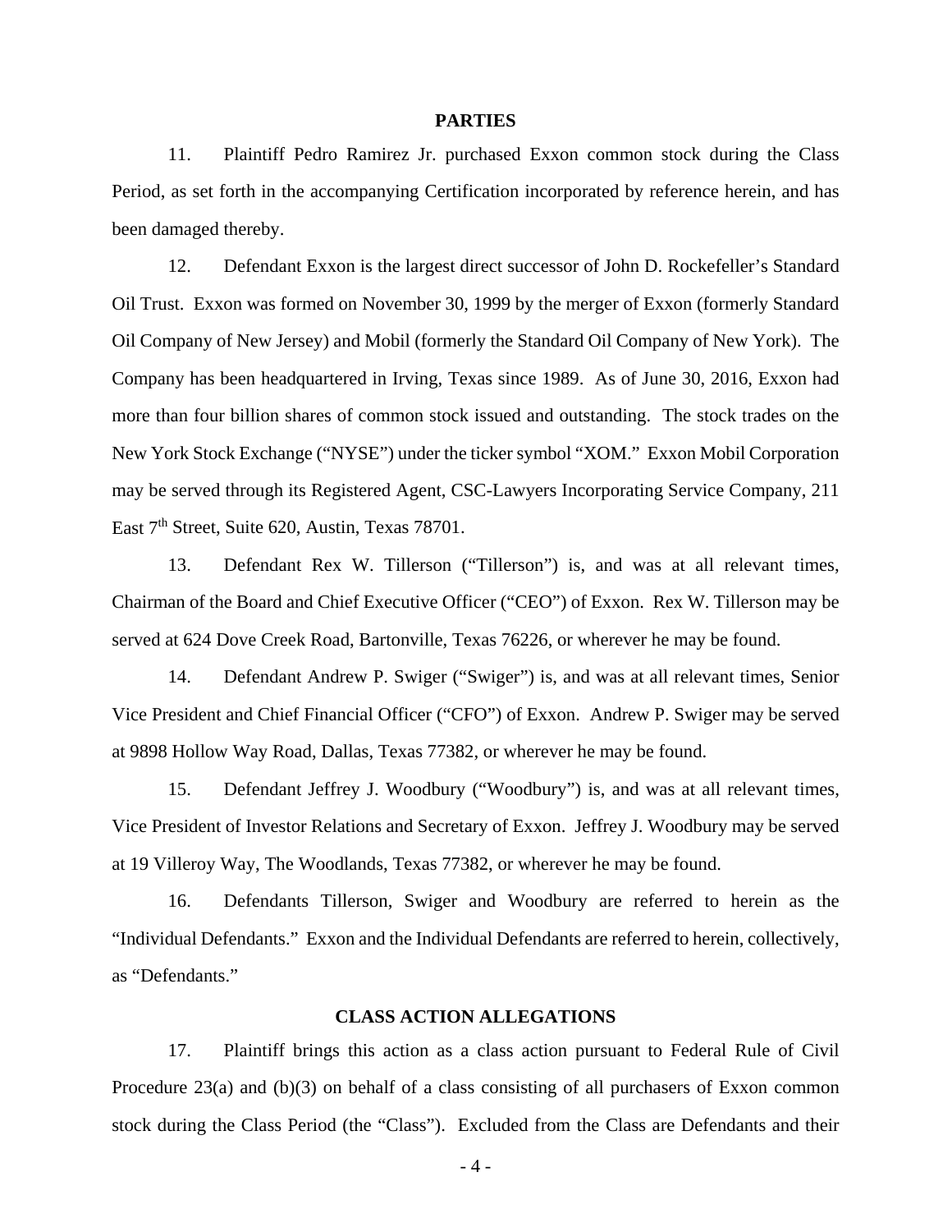## PARTIES

11. Plaintiff Pedro Ramirez Jr. purchased Exxon common stock during the Class Period, as set forth in the accompanying Certification incorporated by reference herein, and has been damaged thereby.

12. Defendant Exxon is the largest direct successor of John D. Rockefeller's Standard Oil Trust. Exxon was formed on November 30, 1999 by the merger of Exxon (formerly Standard Oil Company of New Jersey) and Mobil (formerly the Standard Oil Company of New York). The Company has been headquartered in Irving, Texas since 1989. As of June 30, 2016, Exxon had more than four billion shares of common stock issued and outstanding. The stock trades on the New York Stock Exchange ("NYSE") under the ticker symbol "XOM." Exxon Mobil Corporation may be served through its Registered Agent, CSC-Lawyers Incorporating Service Company, 211 East 7th Street, Suite 620, Austin, Texas 78701.

13. Defendant Rex W. Tillerson ("Tillerson") is, and was at all relevant times, Chairman of the Board and Chief Executive Officer ("CEO") of Exxon. Rex W. Tillerson may be served at 624 Dove Creek Road, Bartonville, Texas 76226, or wherever he may be found.

14. Defendant Andrew P. Swiger ("Swiger") is, and was at all relevant times, Senior Vice President and Chief Financial Officer ("CFO") of Exxon. Andrew P. Swiger may be served at 9898 Hollow Way Road, Dallas, Texas 77382, or wherever he may be found.

15. Defendant Jeffrey J. Woodbury ("Woodbury") is, and was at all relevant times, Vice President of Investor Relations and Secretary of Exxon. Jeffrey J. Woodbury may be served at 19 Villeroy Way, The Woodlands, Texas 77382, or wherever he may be found.

16. Defendants Tillerson, Swiger and Woodbury are referred to herein as the "Individual Defendants." Exxon and the Individual Defendants are referred to herein, collectively, as "Defendants."

## CLASS ACTION ALLEGATIONS

17. Plaintiff brings this action as a class action pursuant to Federal Rule of Civil Procedure 23(a) and (b)(3) on behalf of a class consisting of all purchasers of Exxon common stock during the Class Period (the "Class"). Excluded from the Class are Defendants and their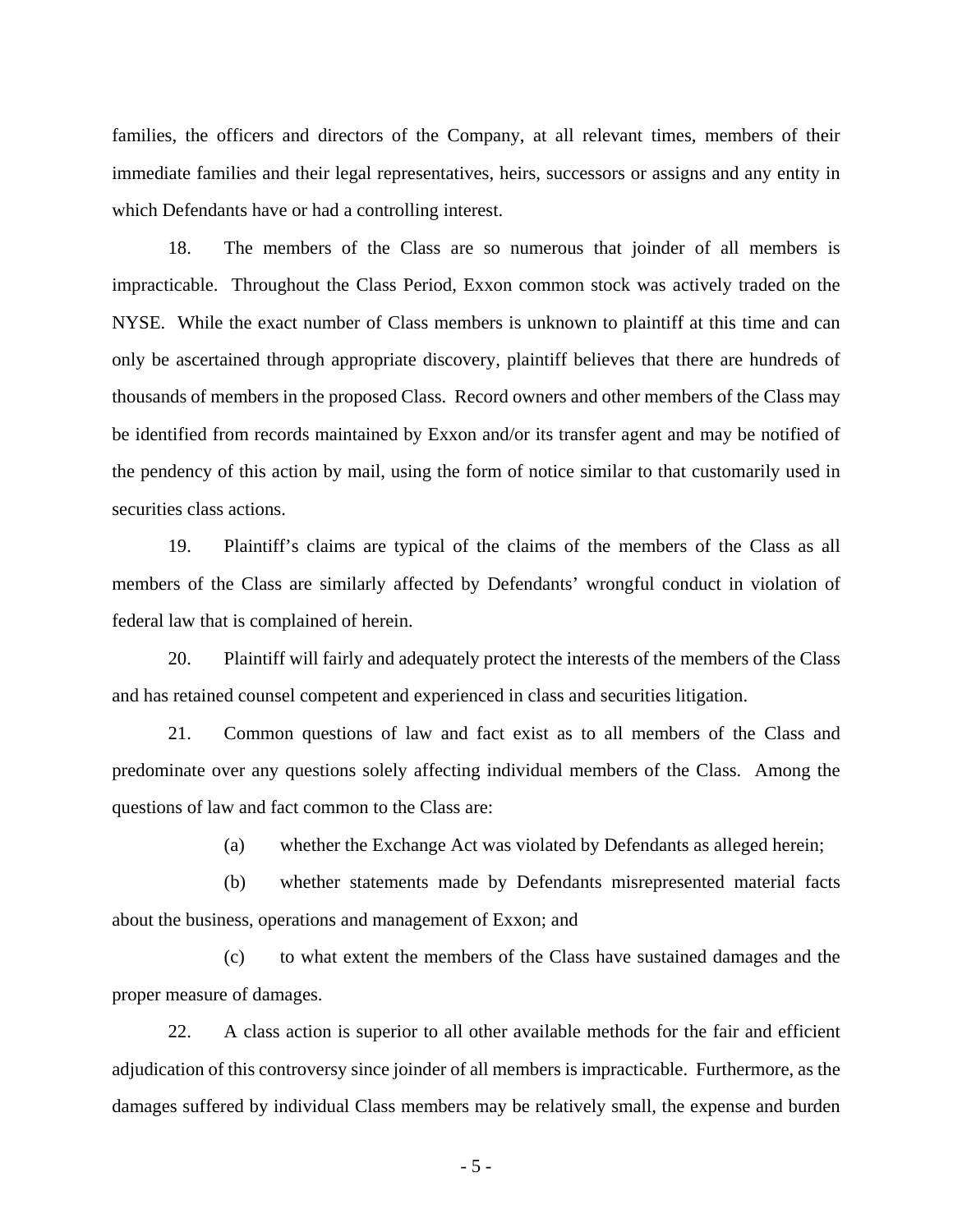families, the officers and directors of the Company, at all relevant times, members of their immediate families and their legal representatives, heirs, successors or assigns and any entity in which Defendants have or had a controlling interest.

18. The members of the Class are so numerous that joinder of all members is impracticable. Throughout the Class Period, Exxon common stock was actively traded on the NYSE. While the exact number of Class members is unknown to plaintiff at this time and can only be ascertained through appropriate discovery, plaintiff believes that there are hundreds of thousands of members in the proposed Class. Record owners and other members of the Class may be identified from records maintained by Exxon and/or its transfer agent and may be notified of the pendency of this action by mail, using the form of notice similar to that customarily used in securities class actions.

19. Plaintiff's claims are typical of the claims of the members of the Class as all members of the Class are similarly affected by Defendants' wrongful conduct in violation of federal law that is complained of herein.

20. Plaintiff will fairly and adequately protect the interests of the members of the Class and has retained counsel competent and experienced in class and securities litigation.

21. Common questions of law and fact exist as to all members of the Class and predominate over any questions solely affecting individual members of the Class. Among the questions of law and fact common to the Class are:

(a) whether the Exchange Act was violated by Defendants as alleged herein;

(b) whether statements made by Defendants misrepresented material facts about the business, operations and management of Exxon; and

(c) to what extent the members of the Class have sustained damages and the proper measure of damages.

22. A class action is superior to all other available methods for the fair and efficient adjudication of this controversy since joinder of all members is impracticable. Furthermore, as the damages suffered by individual Class members may be relatively small, the expense and burden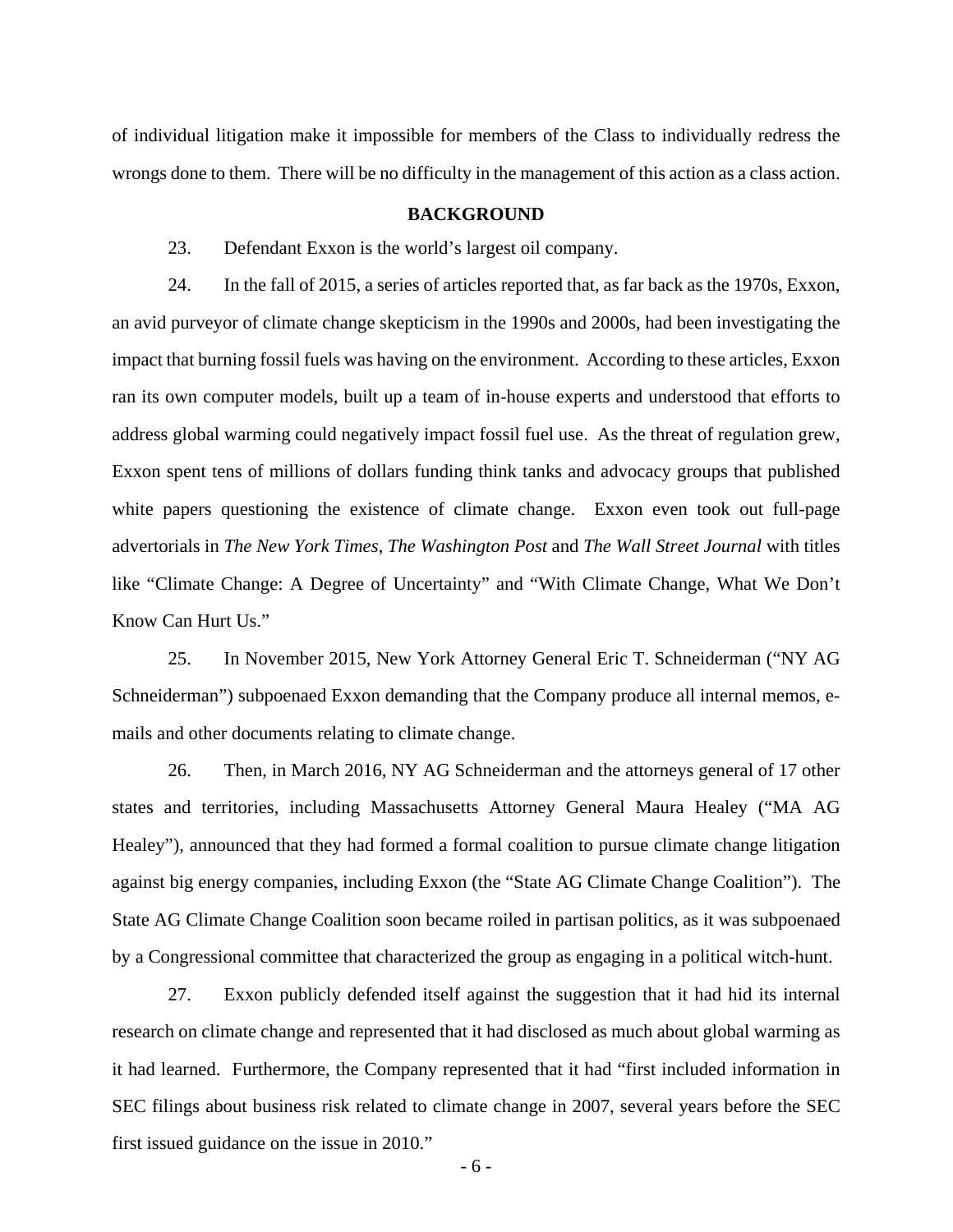of individual litigation make it impossible for members of the Class to individually redress the wrongs done to them. There will be no difficulty in the management of this action as a class action.

## BACKGROUND

23. Defendant Exxon is the world's largest oil company.

24. In the fall of 2015, a series of articles reported that, as far back as the 1970s, Exxon, an avid purveyor of climate change skepticism in the 1990s and 2000s, had been investigating the impact that burning fossil fuels was having on the environment. According to these articles, Exxon ran its own computer models, built up a team of in-house experts and understood that efforts to address global warming could negatively impact fossil fuel use. As the threat of regulation grew, Exxon spent tens of millions of dollars funding think tanks and advocacy groups that published white papers questioning the existence of climate change. Exxon even took out full-page advertorials in *The New York Times*, *The Washington Post* and *The Wall Street Journal* with titles like "Climate Change: A Degree of Uncertainty" and "With Climate Change, What We Don't Know Can Hurt Us."

25. In November 2015, New York Attorney General Eric T. Schneiderman ("NY AG Schneiderman") subpoenaed Exxon demanding that the Company produce all internal memos, e-mails and other documents relating to climate change.

26. Then, in March 2016, NY AG Schneiderman and the attorneys general of 17 other states and territories, including Massachusetts Attorney General Maura Healey ("MA AG Healey"), announced that they had formed a formal coalition to pursue climate change litigation against big energy companies, including Exxon (the "State AG Climate Change Coalition"). The State AG Climate Change Coalition soon became roiled in partisan politics, as it was subpoenaed by a Congressional committee that characterized the group as engaging in a political witch-hunt.

27. Exxon publicly defended itself against the suggestion that it had hid its internal research on climate change and represented that it had disclosed as much about global warming as it had learned. Furthermore, the Company represented that it had "first included information in SEC filings about business risk related to climate change in 2007, several years before the SEC first issued guidance on the issue in 2010."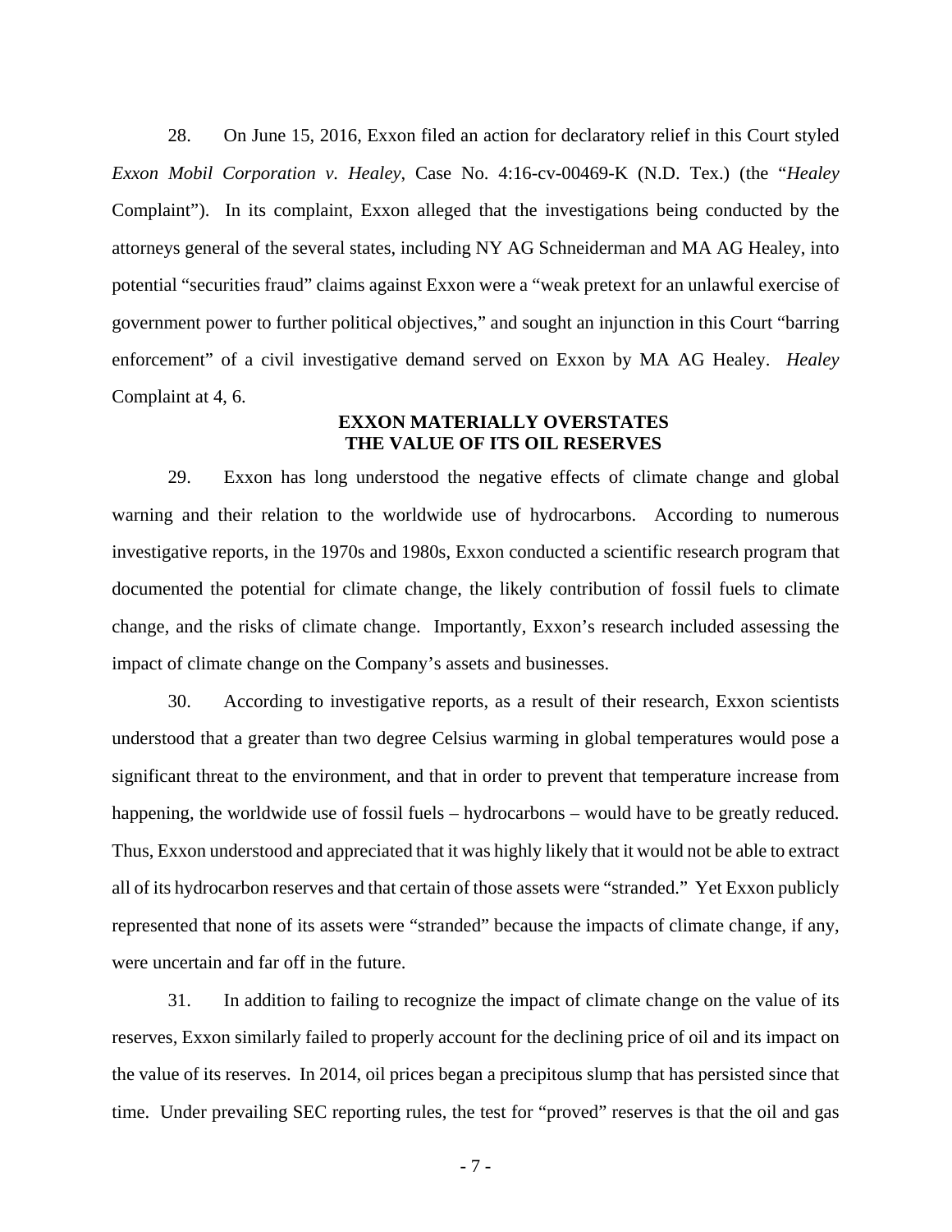28. On June 15, 2016, Exxon filed an action for declaratory relief in this Court styled *Exxon Mobil Corporation v. Healey*, Case No. 4:16-cv-00469-K (N.D. Tex.) (the "*Healey* Complaint"). In its complaint, Exxon alleged that the investigations being conducted by the attorneys general of the several states, including NY AG Schneiderman and MA AG Healey, into potential "securities fraud" claims against Exxon were a "weak pretext for an unlawful exercise of government power to further political objectives," and sought an injunction in this Court "barring enforcement" of a civil investigative demand served on Exxon by MA AG Healey. *Healey* Complaint at 4, 6.

**EXXON MATERIALLY OVERSTATES THE VALUE OF ITS OIL RESERVES**

29. Exxon has long understood the negative effects of climate change and global warning and their relation to the worldwide use of hydrocarbons. According to numerous investigative reports, in the 1970s and 1980s, Exxon conducted a scientific research program that documented the potential for climate change, the likely contribution of fossil fuels to climate change, and the risks of climate change. Importantly, Exxon's research included assessing the impact of climate change on the Company's assets and businesses.

30. According to investigative reports, as a result of their research, Exxon scientists understood that a greater than two degree Celsius warming in global temperatures would pose a significant threat to the environment, and that in order to prevent that temperature increase from happening, the worldwide use of fossil fuels – hydrocarbons – would have to be greatly reduced. Thus, Exxon understood and appreciated that it was highly likely that it would not be able to extract all of its hydrocarbon reserves and that certain of those assets were "stranded." Yet Exxon publicly represented that none of its assets were "stranded" because the impacts of climate change, if any, were uncertain and far off in the future.

31. In addition to failing to recognize the impact of climate change on the value of its reserves, Exxon similarly failed to properly account for the declining price of oil and its impact on the value of its reserves. In 2014, oil prices began a precipitous slump that has persisted since that time. Under prevailing SEC reporting rules, the test for "proved" reserves is that the oil and gas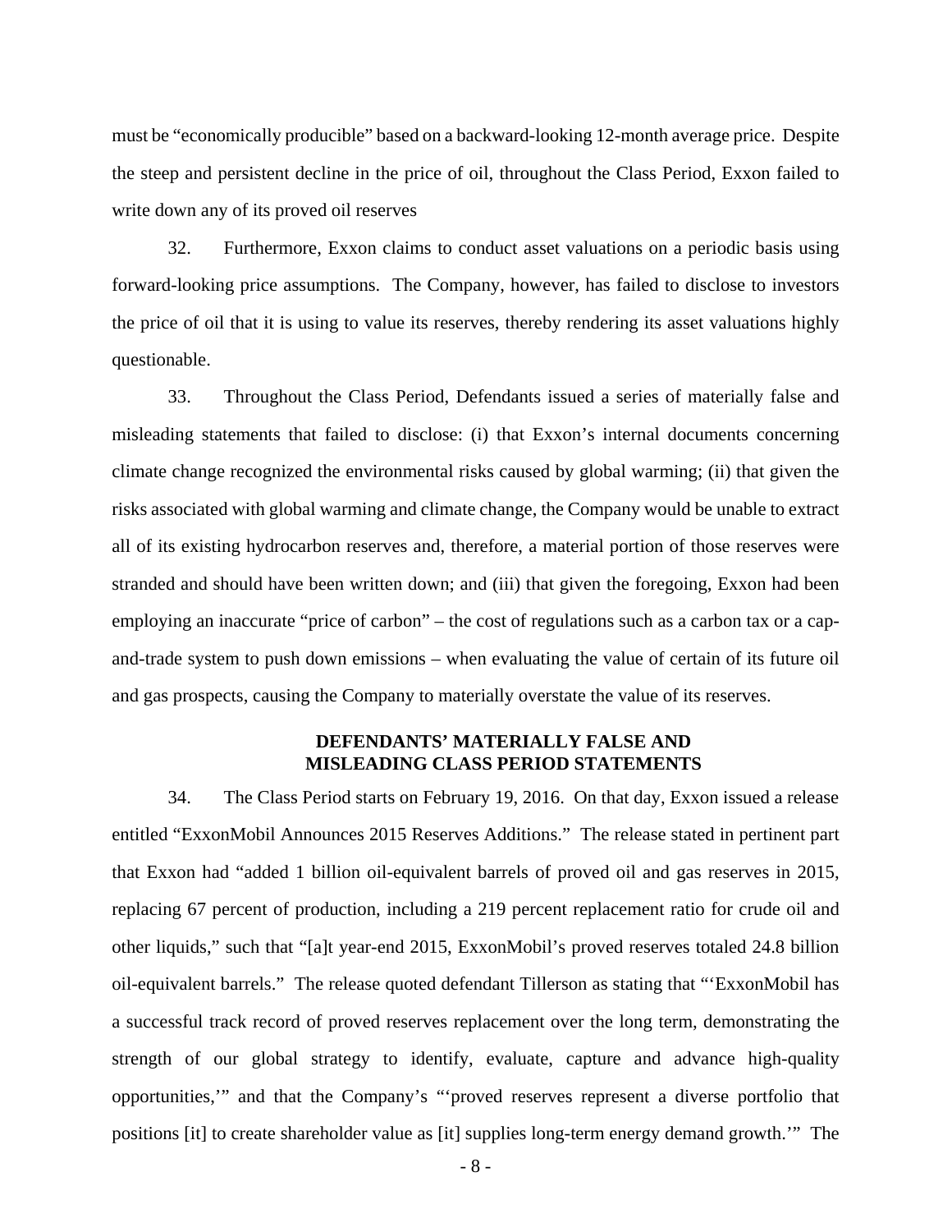must be "economically producible" based on a backward-looking 12-month average price. Despite the steep and persistent decline in the price of oil, throughout the Class Period, Exxon failed to write down any of its proved oil reserves

32. Furthermore, Exxon claims to conduct asset valuations on a periodic basis using forward-looking price assumptions. The Company, however, has failed to disclose to investors the price of oil that it is using to value its reserves, thereby rendering its asset valuations highly questionable.

33. Throughout the Class Period, Defendants issued a series of materially false and misleading statements that failed to disclose: (i) that Exxon's internal documents concerning climate change recognized the environmental risks caused by global warming; (ii) that given the risks associated with global warming and climate change, the Company would be unable to extract all of its existing hydrocarbon reserves and, therefore, a material portion of those reserves were stranded and should have been written down; and (iii) that given the foregoing, Exxon had been employing an inaccurate "price of carbon" – the cost of regulations such as a carbon tax or a cap-and-trade system to push down emissions – when evaluating the value of certain of its future oil and gas prospects, causing the Company to materially overstate the value of its reserves.

## DEFENDANTS' MATERIALLY FALSE AND MISLEADING CLASS PERIOD STATEMENTS

34. The Class Period starts on February 19, 2016. On that day, Exxon issued a release entitled "ExxonMobil Announces 2015 Reserves Additions." The release stated in pertinent part that Exxon had "added 1 billion oil-equivalent barrels of proved oil and gas reserves in 2015, replacing 67 percent of production, including a 219 percent replacement ratio for crude oil and other liquids," such that "[a]t year-end 2015, ExxonMobil's proved reserves totaled 24.8 billion oil-equivalent barrels." The release quoted defendant Tillerson as stating that "'ExxonMobil has a successful track record of proved reserves replacement over the long term, demonstrating the strength of our global strategy to identify, evaluate, capture and advance high-quality opportunities,'" and that the Company's "'proved reserves represent a diverse portfolio that positions [it] to create shareholder value as [it] supplies long-term energy demand growth.'" The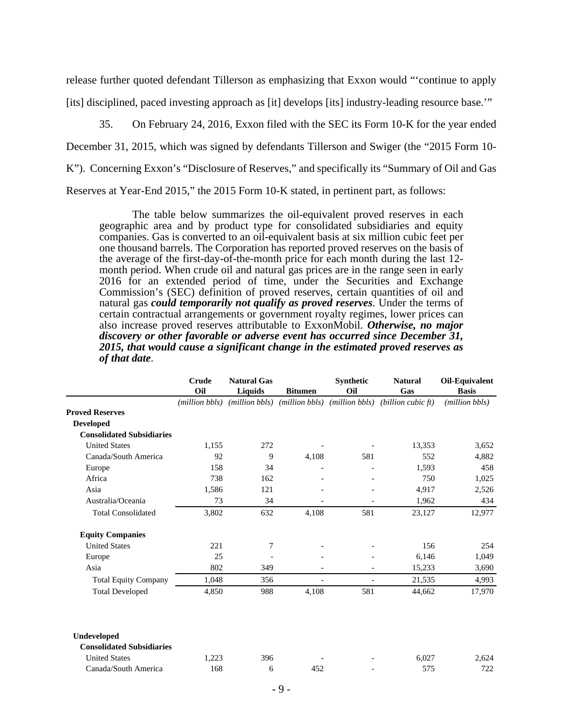release further quoted defendant Tillerson as emphasizing that Exxon would "'continue to apply [its] disciplined, paced investing approach as [it] develops [its] industry-leading resource base.'"

35. On February 24, 2016, Exxon filed with the SEC its Form 10-K for the year ended December 31, 2015, which was signed by defendants Tillerson and Swiger (the "2015 Form 10-K"). Concerning Exxon's "Disclosure of Reserves," and specifically its "Summary of Oil and Gas Reserves at Year-End 2015," the 2015 Form 10-K stated, in pertinent part, as follows:

> The table below summarizes the oil-equivalent proved reserves in each geographic area and by product type for consolidated subsidiaries and equity companies. Gas is converted to an oil-equivalent basis at six million cubic feet per one thousand barrels. The Corporation has reported proved reserves on the basis of the average of the first-day-of-the-month price for each month during the last 12-month period. When crude oil and natural gas prices are in the range seen in early 2016 for an extended period of time, under the Securities and Exchange Commission's (SEC) definition of proved reserves, certain quantities of oil and natural gas ***could temporarily not qualify as proved reserves***. Under the terms of certain contractual arrangements or government royalty regimes, lower prices can also increase proved reserves attributable to ExxonMobil. ***Otherwise, no major discovery or other favorable or adverse event has occurred since December 31, 2015, that would cause a significant change in the estimated proved reserves as of that date***.

| | Crude Oil | Natural Gas Liquids | Bitumen | Synthetic Oil | Natural Gas | Oil-Equivalent Basis |
|---|---|---|---|---|---|---|
| | *(million bbls)* | *(million bbls)* | *(million bbls)* | *(million bbls)* | *(billion cubic ft)* | *(million bbls)* |
| **Proved Reserves** | | | | | | |
| **Developed** | | | | | | |
| **Consolidated Subsidiaries** | | | | | | |
| United States | 1,155 | 272 | - | - | 13,353 | 3,652 |
| Canada/South America | 92 | 9 | 4,108 | 581 | 552 | 4,882 |
| Europe | 158 | 34 | - | - | 1,593 | 458 |
| Africa | 738 | 162 | - | - | 750 | 1,025 |
| Asia | 1,586 | 121 | - | - | 4,917 | 2,526 |
| Australia/Oceania | 73 | 34 | - | - | 1,962 | 434 |
| Total Consolidated | 3,802 | 632 | 4,108 | 581 | 23,127 | 12,977 |
| **Equity Companies** | | | | | | |
| United States | 221 | 7 | - | - | 156 | 254 |
| Europe | 25 | - | - | - | 6,146 | 1,049 |
| Asia | 802 | 349 | - | - | 15,233 | 3,690 |
| Total Equity Company | 1,048 | 356 | - | - | 21,535 | 4,993 |
| Total Developed | 4,850 | 988 | 4,108 | 581 | 44,662 | 17,970 |
| **Undeveloped** | | | | | | |
| **Consolidated Subsidiaries** | | | | | | |
| United States | 1,223 | 396 | - | - | 6,027 | 2,624 |
| Canada/South America | 168 | 6 | 452 | - | 575 | 722 |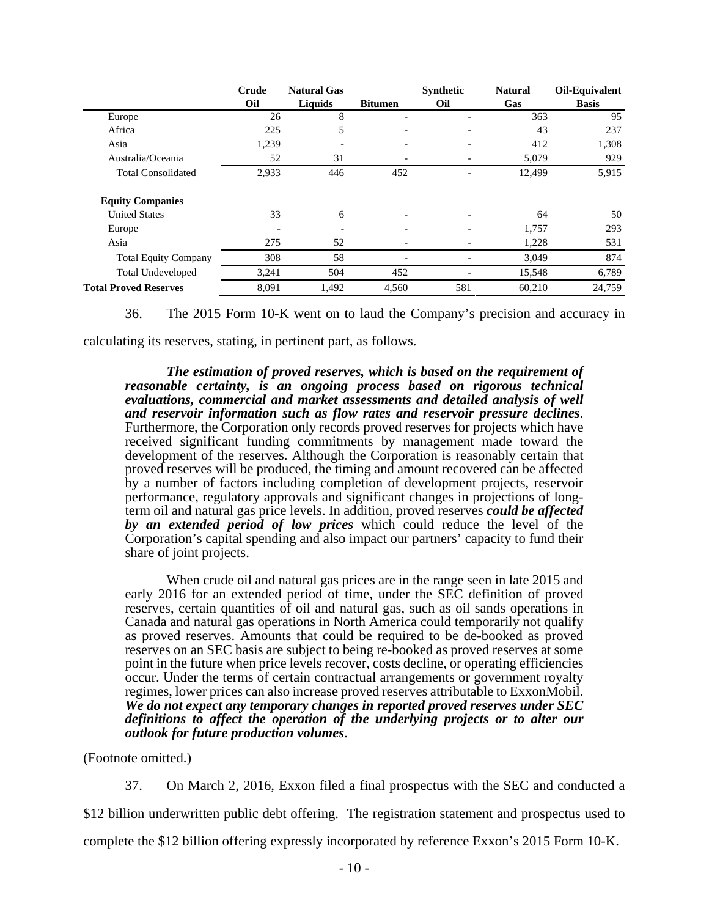| | Crude Oil | Natural Gas Liquids | Bitumen | Synthetic Oil | Natural Gas | Oil-Equivalent Basis |
|---|---|---|---|---|---|---|
| Europe | 26 | 8 | - | - | 363 | 95 |
| Africa | 225 | 5 | - | - | 43 | 237 |
| Asia | 1,239 | - | - | - | 412 | 1,308 |
| Australia/Oceania | 52 | 31 | - | - | 5,079 | 929 |
| Total Consolidated | 2,933 | 446 | 452 | - | 12,499 | 5,915 |
| **Equity Companies** | | | | | | |
| United States | 33 | 6 | - | - | 64 | 50 |
| Europe | - | - | - | - | 1,757 | 293 |
| Asia | 275 | 52 | - | - | 1,228 | 531 |
| Total Equity Company | 308 | 58 | - | - | 3,049 | 874 |
| Total Undeveloped | 3,241 | 504 | 452 | - | 15,548 | 6,789 |
| **Total Proved Reserves** | 8,091 | 1,492 | 4,560 | 581 | 60,210 | 24,759 |

36. The 2015 Form 10-K went on to laud the Company's precision and accuracy in calculating its reserves, stating, in pertinent part, as follows.

> ***The estimation of proved reserves, which is based on the requirement of reasonable certainty, is an ongoing process based on rigorous technical evaluations, commercial and market assessments and detailed analysis of well and reservoir information such as flow rates and reservoir pressure declines***. Furthermore, the Corporation only records proved reserves for projects which have received significant funding commitments by management made toward the development of the reserves. Although the Corporation is reasonably certain that proved reserves will be produced, the timing and amount recovered can be affected by a number of factors including completion of development projects, reservoir performance, regulatory approvals and significant changes in projections of long-term oil and natural gas price levels. In addition, proved reserves ***could be affected by an extended period of low prices*** which could reduce the level of the Corporation's capital spending and also impact our partners' capacity to fund their share of joint projects.
>
> When crude oil and natural gas prices are in the range seen in late 2015 and early 2016 for an extended period of time, under the SEC definition of proved reserves, certain quantities of oil and natural gas, such as oil sands operations in Canada and natural gas operations in North America could temporarily not qualify as proved reserves. Amounts that could be required to be de-booked as proved reserves on an SEC basis are subject to being re-booked as proved reserves at some point in the future when price levels recover, costs decline, or operating efficiencies occur. Under the terms of certain contractual arrangements or government royalty regimes, lower prices can also increase proved reserves attributable to ExxonMobil. ***We do not expect any temporary changes in reported proved reserves under SEC definitions to affect the operation of the underlying projects or to alter our outlook for future production volumes***.

(Footnote omitted.)

37. On March 2, 2016, Exxon filed a final prospectus with the SEC and conducted a $12 billion underwritten public debt offering. The registration statement and prospectus used to complete the $12 billion offering expressly incorporated by reference Exxon's 2015 Form 10-K.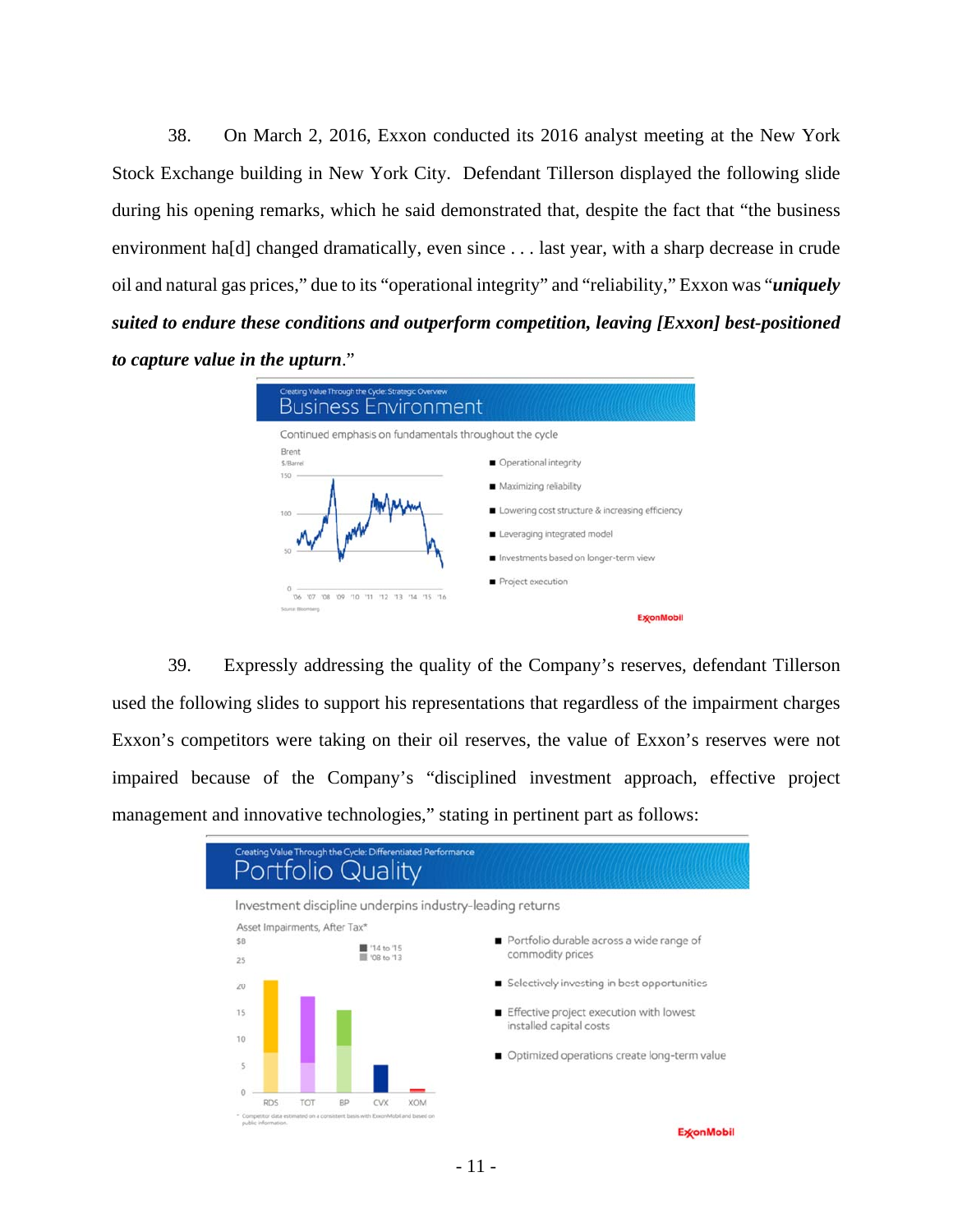38. On March 2, 2016, Exxon conducted its 2016 analyst meeting at the New York Stock Exchange building in New York City. Defendant Tillerson displayed the following slide during his opening remarks, which he said demonstrated that, despite the fact that "the business environment ha[d] changed dramatically, even since . . . last year, with a sharp decrease in crude oil and natural gas prices," due to its "operational integrity" and "reliability," Exxon was "***uniquely suited to endure these conditions and outperform competition, leaving [Exxon] best-positioned to capture value in the upturn***."

Creating Value Through the Cycle: Strategic Overview

**Business Environment**

Continued emphasis on fundamentals throughout the cycle

Brent $/Barrel

- Operational integrity
- Maximizing reliability
- Lowering cost structure & increasing efficiency
- Leveraging integrated model
- Investments based on longer-term view
- Project execution

Source: Bloomberg

ExxonMobil

39. Expressly addressing the quality of the Company's reserves, defendant Tillerson used the following slides to support his representations that regardless of the impairment charges Exxon's competitors were taking on their oil reserves, the value of Exxon's reserves were not impaired because of the Company's "disciplined investment approach, effective project management and innovative technologies," stating in pertinent part as follows:

Creating Value Through the Cycle: Differentiated Performance

**Portfolio Quality**

Investment discipline underpins industry-leading returns

Asset Impairments, After Tax* $B

'14 to '15
'08 to '13

RDS TOT BP CVX XOM

\* Competitor data estimated on a consistent basis with ExxonMobil and based on public information.

- Portfolio durable across a wide range of commodity prices
- Selectively investing in best opportunities
- Effective project execution with lowest installed capital costs
- Optimized operations create long-term value

ExxonMobil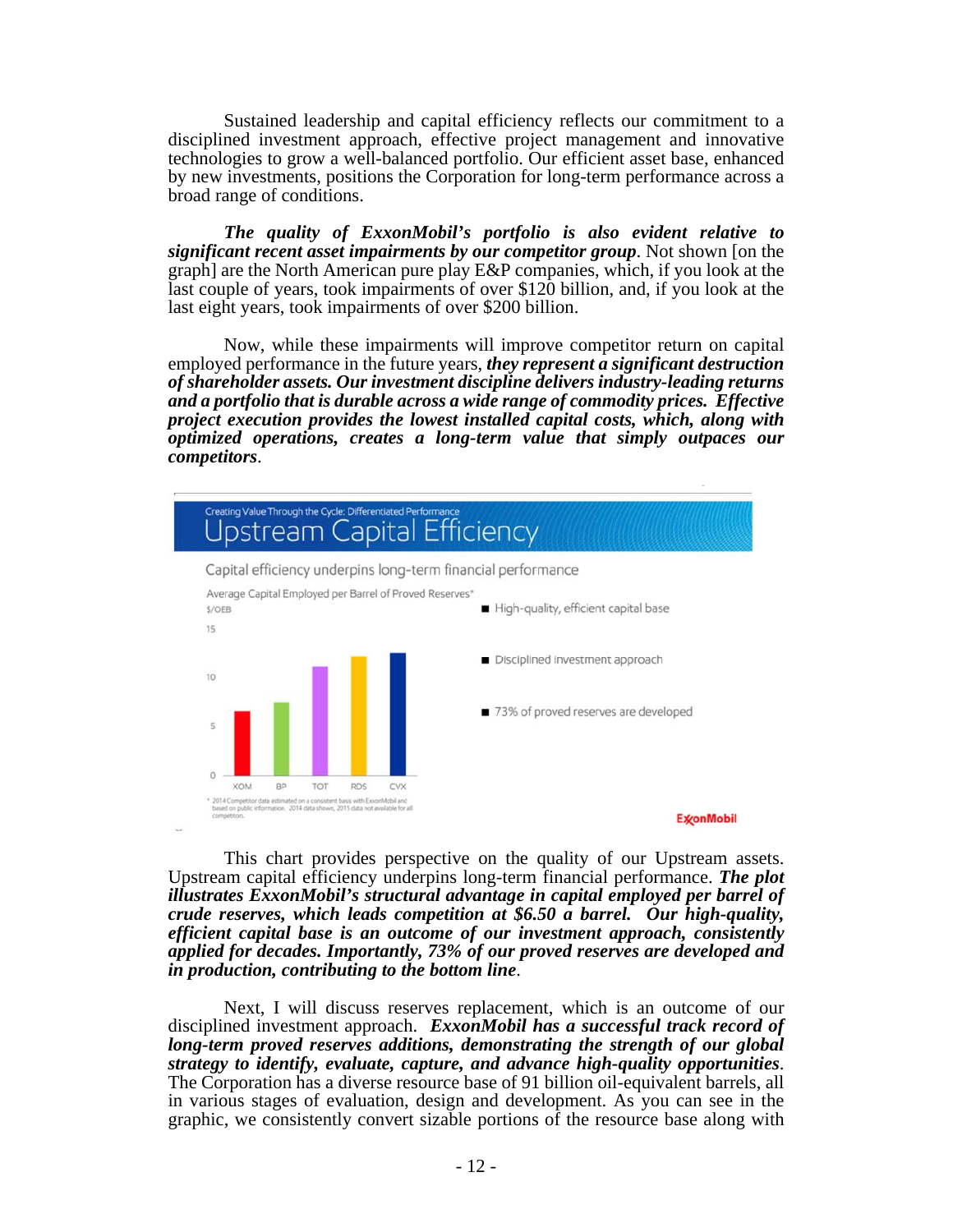Sustained leadership and capital efficiency reflects our commitment to a disciplined investment approach, effective project management and innovative technologies to grow a well-balanced portfolio. Our efficient asset base, enhanced by new investments, positions the Corporation for long-term performance across a broad range of conditions.

***The quality of ExxonMobil's portfolio is also evident relative to significant recent asset impairments by our competitor group***. Not shown [on the graph] are the North American pure play E&P companies, which, if you look at the last couple of years, took impairments of over $120 billion, and, if you look at the last eight years, took impairments of over $200 billion.

Now, while these impairments will improve competitor return on capital employed performance in the future years, ***they represent a significant destruction of shareholder assets. Our investment discipline delivers industry-leading returns and a portfolio that is durable across a wide range of commodity prices. Effective project execution provides the lowest installed capital costs, which, along with optimized operations, creates a long-term value that simply outpaces our competitors***.

Creating Value Through the Cycle: Differentiated Performance

## Upstream Capital Efficiency

Capital efficiency underpins long-term financial performance

Average Capital Employed per Barrel of Proved Reserves*

$/OEB

| | XOM | BP | TOT | RDS | CVX |
|---|---|---|---|---|---|
| $/OEB | 6.50 | | | | |

- High-quality, efficient capital base
- Disciplined investment approach
- 73% of proved reserves are developed

\* 2014 Competitor data estimated on a consistent basis with ExxonMobil and based on public information. 2014 data shown, 2015 data not available for all competitors.

ExxonMobil

This chart provides perspective on the quality of our Upstream assets. Upstream capital efficiency underpins long-term financial performance. ***The plot illustrates ExxonMobil's structural advantage in capital employed per barrel of crude reserves, which leads competition at $6.50 a barrel. Our high-quality, efficient capital base is an outcome of our investment approach, consistently applied for decades. Importantly, 73% of our proved reserves are developed and in production, contributing to the bottom line***.

Next, I will discuss reserves replacement, which is an outcome of our disciplined investment approach. ***ExxonMobil has a successful track record of long-term proved reserves additions, demonstrating the strength of our global strategy to identify, evaluate, capture, and advance high-quality opportunities***. The Corporation has a diverse resource base of 91 billion oil-equivalent barrels, all in various stages of evaluation, design and development. As you can see in the graphic, we consistently convert sizable portions of the resource base along with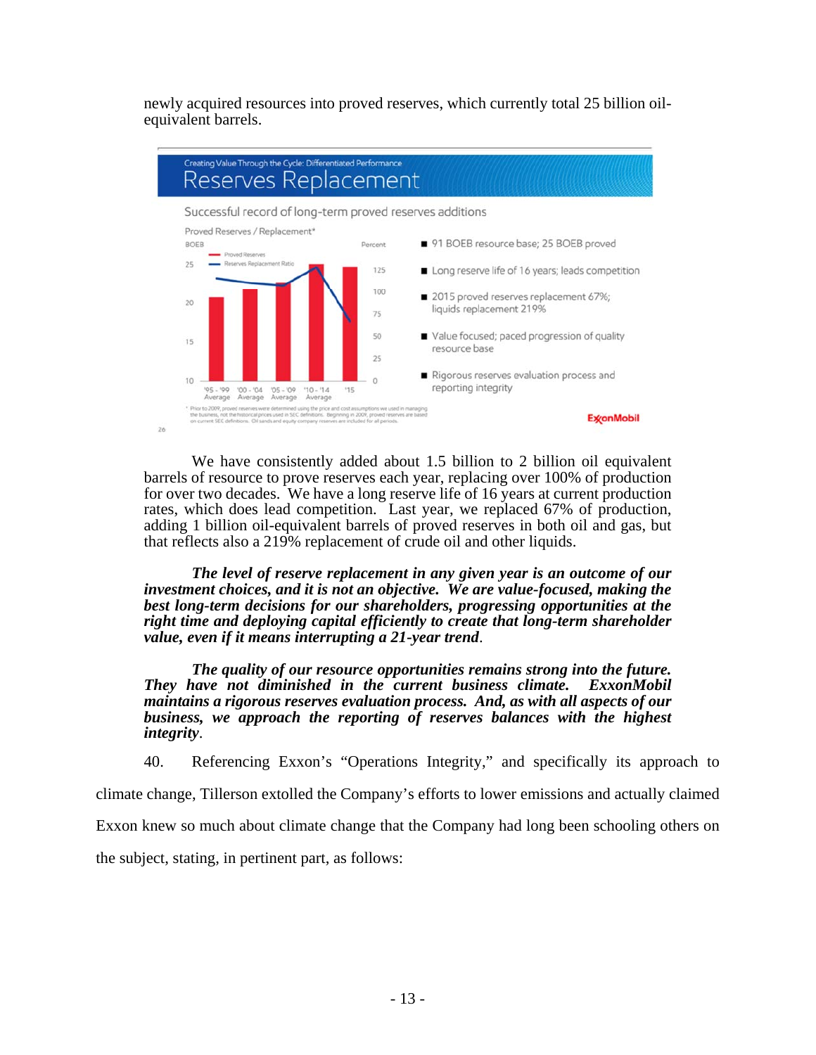newly acquired resources into proved reserves, which currently total 25 billion oil-equivalent barrels.

Creating Value Through the Cycle: Differentiated Performance

## Reserves Replacement

Successful record of long-term proved reserves additions

Proved Reserves / Replacement*

- 91 BOEB resource base; 25 BOEB proved
- Long reserve life of 16 years; leads competition
- 2015 proved reserves replacement 67%; liquids replacement 219%
- Value focused; paced progression of quality resource base
- Rigorous reserves evaluation process and reporting integrity

\* Prior to 2009, proved reserves were determined using the price and cost assumptions we used in managing the business, not the historical prices used in SEC definitions. Beginning in 2009, proved reserves are based on current SEC definitions. Oil sands and equity company reserves are included for all periods.

We have consistently added about 1.5 billion to 2 billion oil equivalent barrels of resource to prove reserves each year, replacing over 100% of production for over two decades. We have a long reserve life of 16 years at current production rates, which does lead competition. Last year, we replaced 67% of production, adding 1 billion oil-equivalent barrels of proved reserves in both oil and gas, but that reflects also a 219% replacement of crude oil and other liquids.

***The level of reserve replacement in any given year is an outcome of our investment choices, and it is not an objective. We are value-focused, making the best long-term decisions for our shareholders, progressing opportunities at the right time and deploying capital efficiently to create that long-term shareholder value, even if it means interrupting a 21-year trend***.

***The quality of our resource opportunities remains strong into the future. They have not diminished in the current business climate. ExxonMobil maintains a rigorous reserves evaluation process. And, as with all aspects of our business, we approach the reporting of reserves balances with the highest integrity***.

40. Referencing Exxon's "Operations Integrity," and specifically its approach to climate change, Tillerson extolled the Company's efforts to lower emissions and actually claimed Exxon knew so much about climate change that the Company had long been schooling others on the subject, stating, in pertinent part, as follows: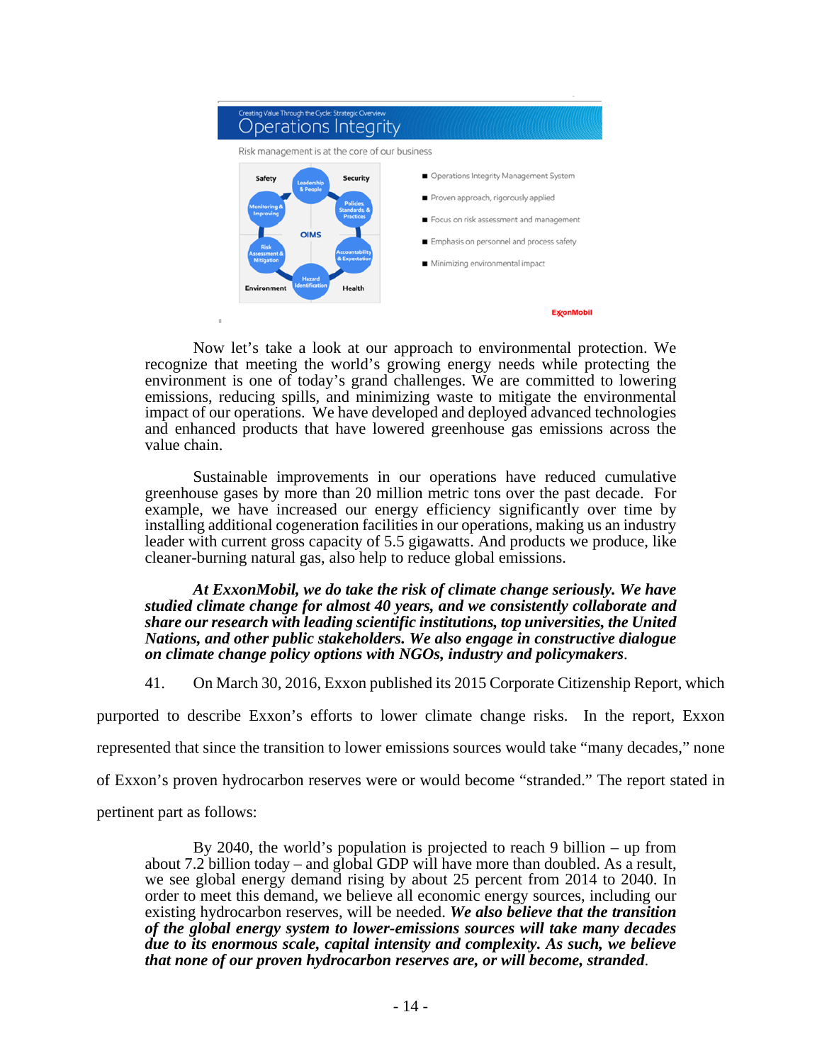Creating Value Through the Cycle: Strategic Overview

**Operations Integrity**

Risk management is at the core of our business

Safety | Security | Environment | Health

OIMS: Leadership & People; Policies, Standards, & Practices; Accountability & Expectation; Hazard Identification; Risk Assessment & Mitigation; Monitoring & Improving

- Operations Integrity Management System
- Proven approach, rigorously applied
- Focus on risk assessment and management
- Emphasis on personnel and process safety
- Minimizing environmental impact

ExxonMobil

> Now let's take a look at our approach to environmental protection. We recognize that meeting the world's growing energy needs while protecting the environment is one of today's grand challenges. We are committed to lowering emissions, reducing spills, and minimizing waste to mitigate the environmental impact of our operations. We have developed and deployed advanced technologies and enhanced products that have lowered greenhouse gas emissions across the value chain.
>
> Sustainable improvements in our operations have reduced cumulative greenhouse gases by more than 20 million metric tons over the past decade. For example, we have increased our energy efficiency significantly over time by installing additional cogeneration facilities in our operations, making us an industry leader with current gross capacity of 5.5 gigawatts. And products we produce, like cleaner-burning natural gas, also help to reduce global emissions.
>
> ***At ExxonMobil, we do take the risk of climate change seriously. We have studied climate change for almost 40 years, and we consistently collaborate and share our research with leading scientific institutions, top universities, the United Nations, and other public stakeholders. We also engage in constructive dialogue on climate change policy options with NGOs, industry and policymakers***.

41. On March 30, 2016, Exxon published its 2015 Corporate Citizenship Report, which purported to describe Exxon's efforts to lower climate change risks. In the report, Exxon represented that since the transition to lower emissions sources would take "many decades," none of Exxon's proven hydrocarbon reserves were or would become "stranded." The report stated in pertinent part as follows:

> By 2040, the world's population is projected to reach 9 billion – up from about 7.2 billion today – and global GDP will have more than doubled. As a result, we see global energy demand rising by about 25 percent from 2014 to 2040. In order to meet this demand, we believe all economic energy sources, including our existing hydrocarbon reserves, will be needed. ***We also believe that the transition of the global energy system to lower-emissions sources will take many decades due to its enormous scale, capital intensity and complexity. As such, we believe that none of our proven hydrocarbon reserves are, or will become, stranded***.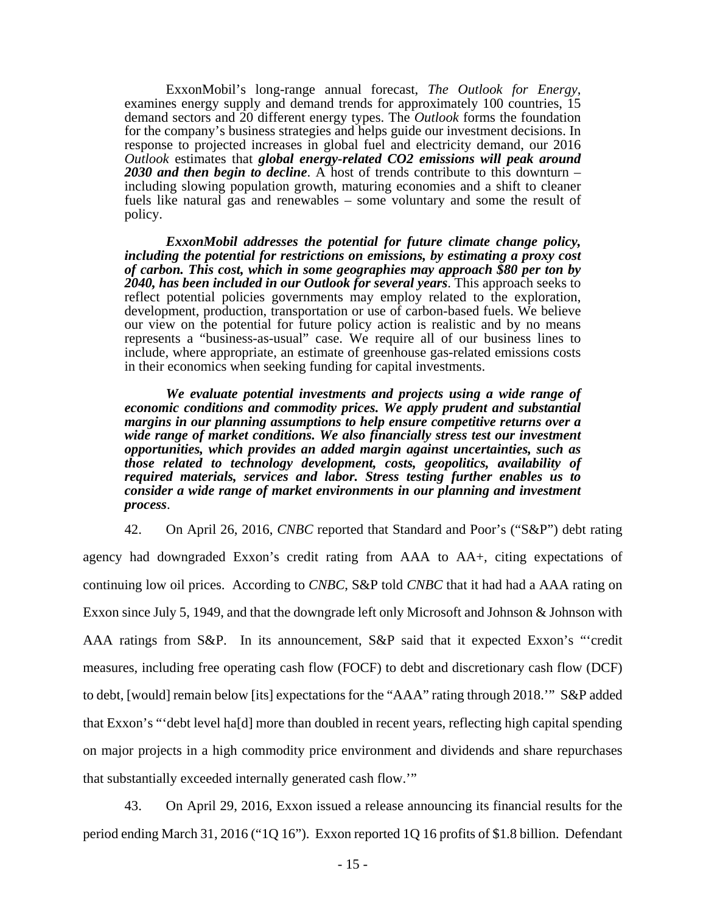> ExxonMobil's long-range annual forecast, *The Outlook for Energy*, examines energy supply and demand trends for approximately 100 countries, 15 demand sectors and 20 different energy types. The *Outlook* forms the foundation for the company's business strategies and helps guide our investment decisions. In response to projected increases in global fuel and electricity demand, our 2016 *Outlook* estimates that ***global energy-related CO2 emissions will peak around 2030 and then begin to decline***. A host of trends contribute to this downturn – including slowing population growth, maturing economies and a shift to cleaner fuels like natural gas and renewables – some voluntary and some the result of policy.
>
> ***ExxonMobil addresses the potential for future climate change policy, including the potential for restrictions on emissions, by estimating a proxy cost of carbon. This cost, which in some geographies may approach $80 per ton by 2040, has been included in our Outlook for several years***. This approach seeks to reflect potential policies governments may employ related to the exploration, development, production, transportation or use of carbon-based fuels. We believe our view on the potential for future policy action is realistic and by no means represents a "business-as-usual" case. We require all of our business lines to include, where appropriate, an estimate of greenhouse gas-related emissions costs in their economics when seeking funding for capital investments.
>
> ***We evaluate potential investments and projects using a wide range of economic conditions and commodity prices. We apply prudent and substantial margins in our planning assumptions to help ensure competitive returns over a wide range of market conditions. We also financially stress test our investment opportunities, which provides an added margin against uncertainties, such as those related to technology development, costs, geopolitics, availability of required materials, services and labor. Stress testing further enables us to consider a wide range of market environments in our planning and investment process***.

42. On April 26, 2016, *CNBC* reported that Standard and Poor's ("S&P") debt rating agency had downgraded Exxon's credit rating from AAA to AA+, citing expectations of continuing low oil prices. According to *CNBC*, S&P told *CNBC* that it had had a AAA rating on Exxon since July 5, 1949, and that the downgrade left only Microsoft and Johnson & Johnson with AAA ratings from S&P. In its announcement, S&P said that it expected Exxon's "'credit measures, including free operating cash flow (FOCF) to debt and discretionary cash flow (DCF) to debt, [would] remain below [its] expectations for the "AAA" rating through 2018.'" S&P added that Exxon's "'debt level ha[d] more than doubled in recent years, reflecting high capital spending on major projects in a high commodity price environment and dividends and share repurchases that substantially exceeded internally generated cash flow.'"

43. On April 29, 2016, Exxon issued a release announcing its financial results for the period ending March 31, 2016 ("1Q 16"). Exxon reported 1Q 16 profits of $1.8 billion. Defendant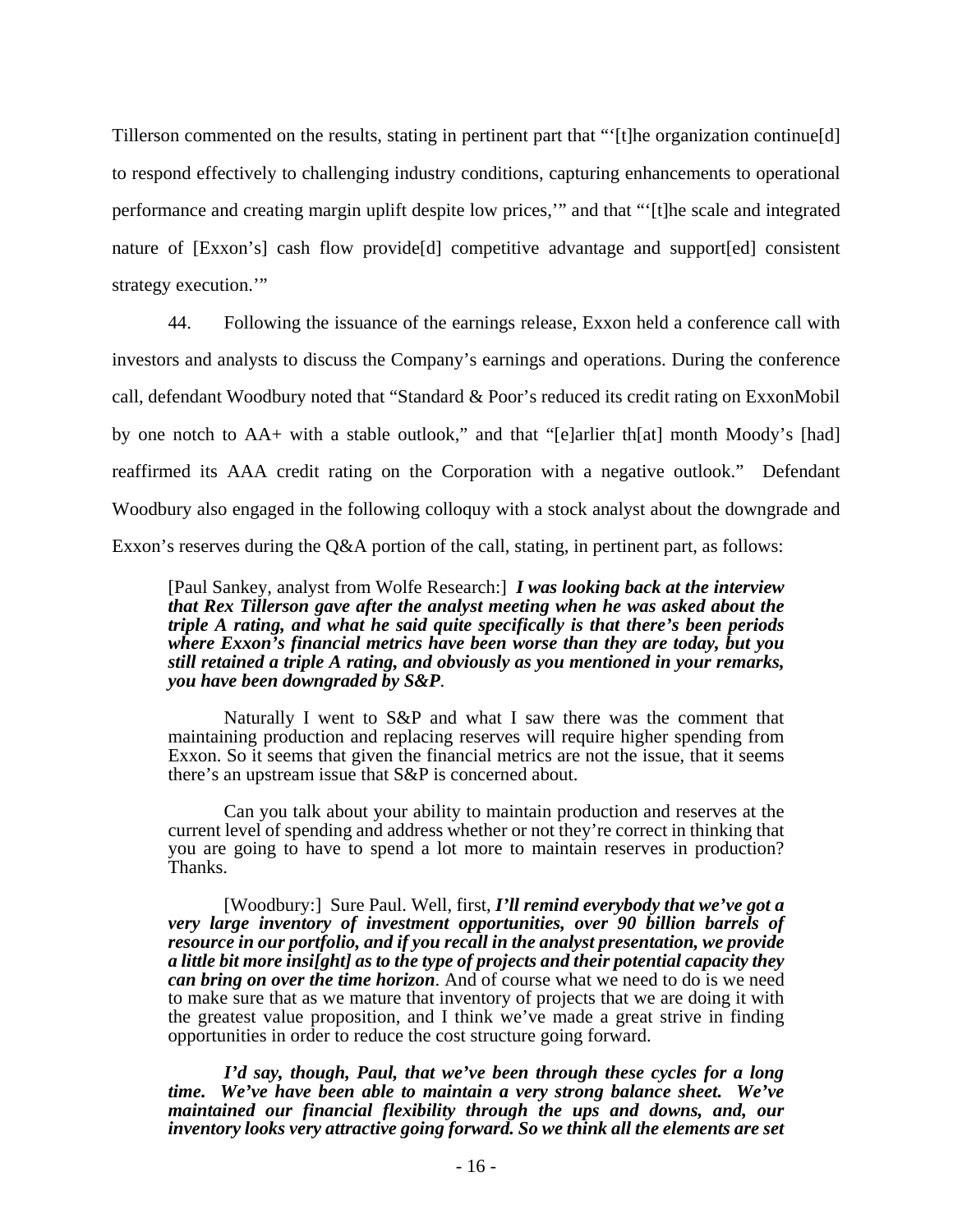Tillerson commented on the results, stating in pertinent part that "'[t]he organization continue[d] to respond effectively to challenging industry conditions, capturing enhancements to operational performance and creating margin uplift despite low prices,'" and that "'[t]he scale and integrated nature of [Exxon's] cash flow provide[d] competitive advantage and support[ed] consistent strategy execution.'"

44. Following the issuance of the earnings release, Exxon held a conference call with investors and analysts to discuss the Company's earnings and operations. During the conference call, defendant Woodbury noted that "Standard & Poor's reduced its credit rating on ExxonMobil by one notch to AA+ with a stable outlook," and that "[e]arlier th[at] month Moody's [had] reaffirmed its AAA credit rating on the Corporation with a negative outlook." Defendant Woodbury also engaged in the following colloquy with a stock analyst about the downgrade and Exxon's reserves during the Q&A portion of the call, stating, in pertinent part, as follows:

> [Paul Sankey, analyst from Wolfe Research:] ***I was looking back at the interview that Rex Tillerson gave after the analyst meeting when he was asked about the triple A rating, and what he said quite specifically is that there's been periods where Exxon's financial metrics have been worse than they are today, but you still retained a triple A rating, and obviously as you mentioned in your remarks, you have been downgraded by S&P***.
>
> Naturally I went to S&P and what I saw there was the comment that maintaining production and replacing reserves will require higher spending from Exxon. So it seems that given the financial metrics are not the issue, that it seems there's an upstream issue that S&P is concerned about.
>
> Can you talk about your ability to maintain production and reserves at the current level of spending and address whether or not they're correct in thinking that you are going to have to spend a lot more to maintain reserves in production? Thanks.
>
> [Woodbury:] Sure Paul. Well, first, ***I'll remind everybody that we've got a very large inventory of investment opportunities, over 90 billion barrels of resource in our portfolio, and if you recall in the analyst presentation, we provide a little bit more insi[ght] as to the type of projects and their potential capacity they can bring on over the time horizon***. And of course what we need to do is we need to make sure that as we mature that inventory of projects that we are doing it with the greatest value proposition, and I think we've made a great strive in finding opportunities in order to reduce the cost structure going forward.
>
> ***I'd say, though, Paul, that we've been through these cycles for a long time. We've have been able to maintain a very strong balance sheet. We've maintained our financial flexibility through the ups and downs, and, our inventory looks very attractive going forward. So we think all the elements are set***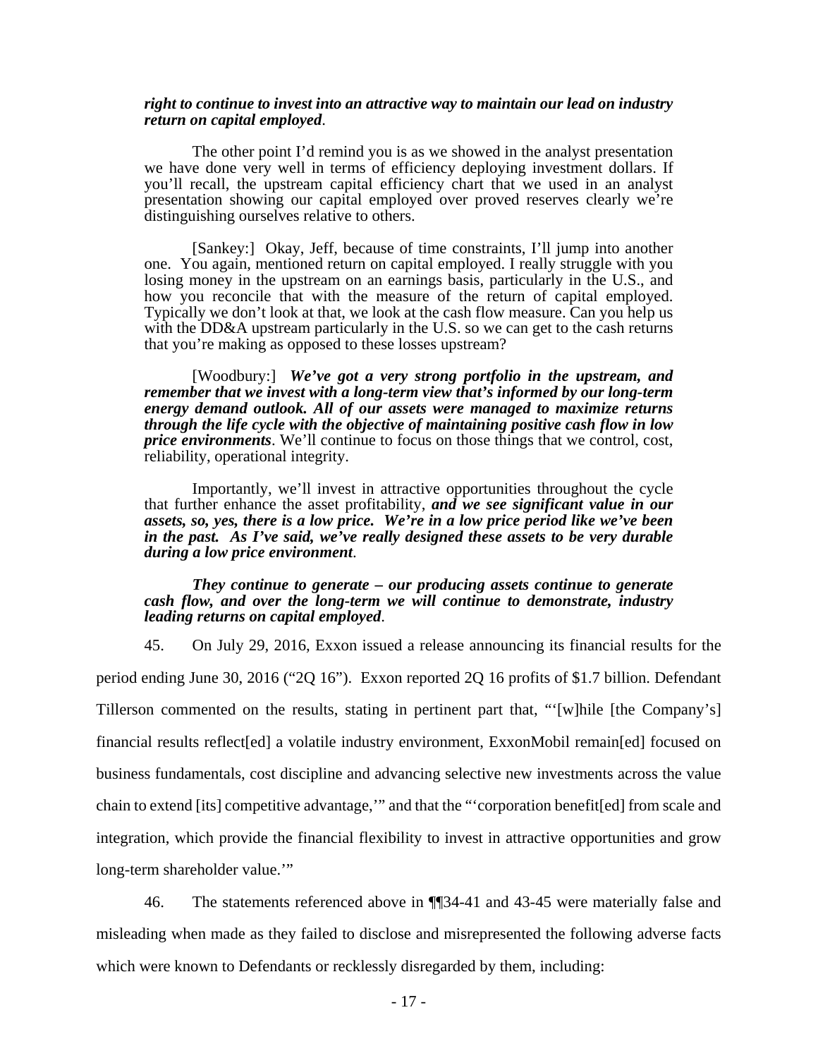***right to continue to invest into an attractive way to maintain our lead on industry return on capital employed***.

The other point I'd remind you is as we showed in the analyst presentation we have done very well in terms of efficiency deploying investment dollars. If you'll recall, the upstream capital efficiency chart that we used in an analyst presentation showing our capital employed over proved reserves clearly we're distinguishing ourselves relative to others.

[Sankey:] Okay, Jeff, because of time constraints, I'll jump into another one. You again, mentioned return on capital employed. I really struggle with you losing money in the upstream on an earnings basis, particularly in the U.S., and how you reconcile that with the measure of the return of capital employed. Typically we don't look at that, we look at the cash flow measure. Can you help us with the DD&A upstream particularly in the U.S. so we can get to the cash returns that you're making as opposed to these losses upstream?

[Woodbury:] ***We've got a very strong portfolio in the upstream, and remember that we invest with a long-term view that's informed by our long-term energy demand outlook. All of our assets were managed to maximize returns through the life cycle with the objective of maintaining positive cash flow in low price environments***. We'll continue to focus on those things that we control, cost, reliability, operational integrity.

Importantly, we'll invest in attractive opportunities throughout the cycle that further enhance the asset profitability, ***and we see significant value in our assets, so, yes, there is a low price. We're in a low price period like we've been in the past. As I've said, we've really designed these assets to be very durable during a low price environment***.

***They continue to generate – our producing assets continue to generate cash flow, and over the long-term we will continue to demonstrate, industry leading returns on capital employed***.

45. On July 29, 2016, Exxon issued a release announcing its financial results for the period ending June 30, 2016 ("2Q 16"). Exxon reported 2Q 16 profits of $1.7 billion. Defendant Tillerson commented on the results, stating in pertinent part that, "'[w]hile [the Company's] financial results reflect[ed] a volatile industry environment, ExxonMobil remain[ed] focused on business fundamentals, cost discipline and advancing selective new investments across the value chain to extend [its] competitive advantage,'" and that the "'corporation benefit[ed] from scale and integration, which provide the financial flexibility to invest in attractive opportunities and grow long-term shareholder value.'"

46. The statements referenced above in ¶¶34-41 and 43-45 were materially false and misleading when made as they failed to disclose and misrepresented the following adverse facts which were known to Defendants or recklessly disregarded by them, including: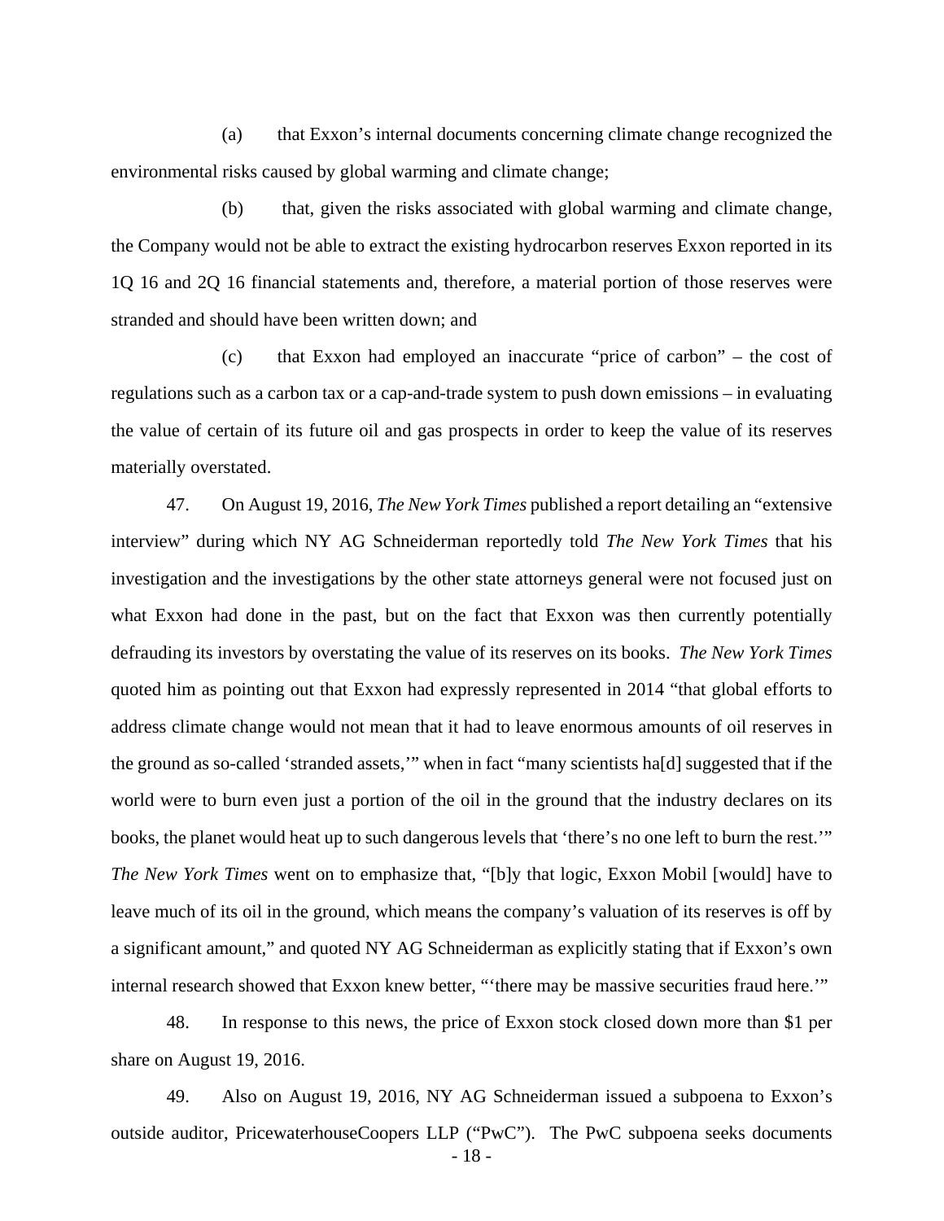(a) that Exxon's internal documents concerning climate change recognized the environmental risks caused by global warming and climate change;

(b) that, given the risks associated with global warming and climate change, the Company would not be able to extract the existing hydrocarbon reserves Exxon reported in its 1Q 16 and 2Q 16 financial statements and, therefore, a material portion of those reserves were stranded and should have been written down; and

(c) that Exxon had employed an inaccurate "price of carbon" – the cost of regulations such as a carbon tax or a cap-and-trade system to push down emissions – in evaluating the value of certain of its future oil and gas prospects in order to keep the value of its reserves materially overstated.

47. On August 19, 2016, *The New York Times* published a report detailing an "extensive interview" during which NY AG Schneiderman reportedly told *The New York Times* that his investigation and the investigations by the other state attorneys general were not focused just on what Exxon had done in the past, but on the fact that Exxon was then currently potentially defrauding its investors by overstating the value of its reserves on its books. *The New York Times* quoted him as pointing out that Exxon had expressly represented in 2014 "that global efforts to address climate change would not mean that it had to leave enormous amounts of oil reserves in the ground as so-called 'stranded assets,'" when in fact "many scientists ha[d] suggested that if the world were to burn even just a portion of the oil in the ground that the industry declares on its books, the planet would heat up to such dangerous levels that 'there's no one left to burn the rest.'" *The New York Times* went on to emphasize that, "[b]y that logic, Exxon Mobil [would] have to leave much of its oil in the ground, which means the company's valuation of its reserves is off by a significant amount," and quoted NY AG Schneiderman as explicitly stating that if Exxon's own internal research showed that Exxon knew better, "'there may be massive securities fraud here.'"

48. In response to this news, the price of Exxon stock closed down more than $1 per share on August 19, 2016.

49. Also on August 19, 2016, NY AG Schneiderman issued a subpoena to Exxon's outside auditor, PricewaterhouseCoopers LLP ("PwC"). The PwC subpoena seeks documents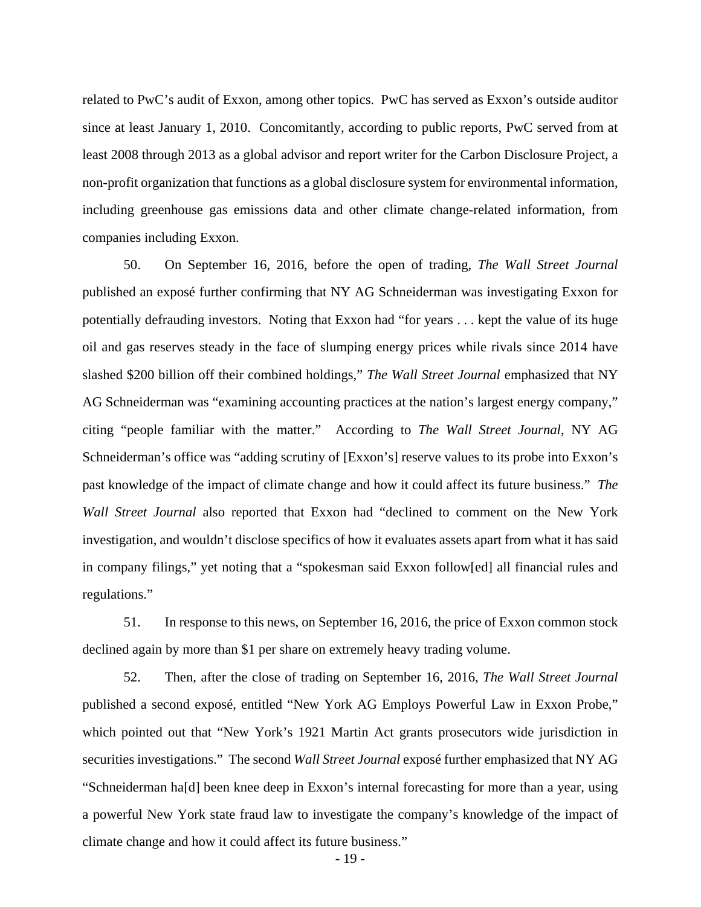related to PwC's audit of Exxon, among other topics. PwC has served as Exxon's outside auditor since at least January 1, 2010. Concomitantly, according to public reports, PwC served from at least 2008 through 2013 as a global advisor and report writer for the Carbon Disclosure Project, a non-profit organization that functions as a global disclosure system for environmental information, including greenhouse gas emissions data and other climate change-related information, from companies including Exxon.

50. On September 16, 2016, before the open of trading, *The Wall Street Journal* published an exposé further confirming that NY AG Schneiderman was investigating Exxon for potentially defrauding investors. Noting that Exxon had "for years . . . kept the value of its huge oil and gas reserves steady in the face of slumping energy prices while rivals since 2014 have slashed $200 billion off their combined holdings," *The Wall Street Journal* emphasized that NY AG Schneiderman was "examining accounting practices at the nation's largest energy company," citing "people familiar with the matter." According to *The Wall Street Journal*, NY AG Schneiderman's office was "adding scrutiny of [Exxon's] reserve values to its probe into Exxon's past knowledge of the impact of climate change and how it could affect its future business." *The Wall Street Journal* also reported that Exxon had "declined to comment on the New York investigation, and wouldn't disclose specifics of how it evaluates assets apart from what it has said in company filings," yet noting that a "spokesman said Exxon follow[ed] all financial rules and regulations."

51. In response to this news, on September 16, 2016, the price of Exxon common stock declined again by more than $1 per share on extremely heavy trading volume.

52. Then, after the close of trading on September 16, 2016, *The Wall Street Journal* published a second exposé, entitled "New York AG Employs Powerful Law in Exxon Probe," which pointed out that "New York's 1921 Martin Act grants prosecutors wide jurisdiction in securities investigations." The second *Wall Street Journal* exposé further emphasized that NY AG "Schneiderman ha[d] been knee deep in Exxon's internal forecasting for more than a year, using a powerful New York state fraud law to investigate the company's knowledge of the impact of climate change and how it could affect its future business."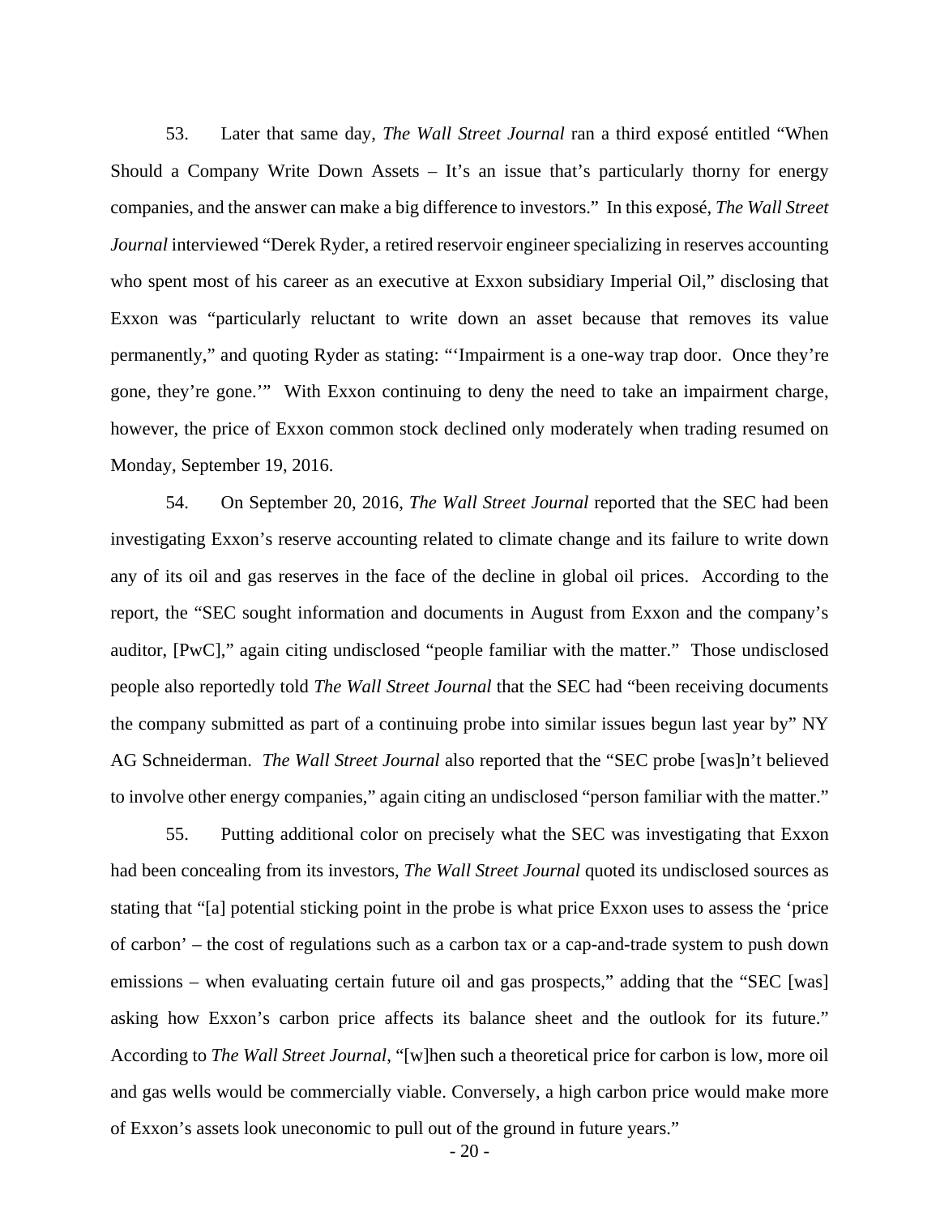53. Later that same day, *The Wall Street Journal* ran a third exposé entitled "When Should a Company Write Down Assets – It's an issue that's particularly thorny for energy companies, and the answer can make a big difference to investors." In this exposé, *The Wall Street Journal* interviewed "Derek Ryder, a retired reservoir engineer specializing in reserves accounting who spent most of his career as an executive at Exxon subsidiary Imperial Oil," disclosing that Exxon was "particularly reluctant to write down an asset because that removes its value permanently," and quoting Ryder as stating: "'Impairment is a one-way trap door. Once they're gone, they're gone.'" With Exxon continuing to deny the need to take an impairment charge, however, the price of Exxon common stock declined only moderately when trading resumed on Monday, September 19, 2016.

54. On September 20, 2016, *The Wall Street Journal* reported that the SEC had been investigating Exxon's reserve accounting related to climate change and its failure to write down any of its oil and gas reserves in the face of the decline in global oil prices. According to the report, the "SEC sought information and documents in August from Exxon and the company's auditor, [PwC]," again citing undisclosed "people familiar with the matter." Those undisclosed people also reportedly told *The Wall Street Journal* that the SEC had "been receiving documents the company submitted as part of a continuing probe into similar issues begun last year by" NY AG Schneiderman. *The Wall Street Journal* also reported that the "SEC probe [was]n't believed to involve other energy companies," again citing an undisclosed "person familiar with the matter."

55. Putting additional color on precisely what the SEC was investigating that Exxon had been concealing from its investors, *The Wall Street Journal* quoted its undisclosed sources as stating that "[a] potential sticking point in the probe is what price Exxon uses to assess the 'price of carbon' – the cost of regulations such as a carbon tax or a cap-and-trade system to push down emissions – when evaluating certain future oil and gas prospects," adding that the "SEC [was] asking how Exxon's carbon price affects its balance sheet and the outlook for its future." According to *The Wall Street Journal*, "[w]hen such a theoretical price for carbon is low, more oil and gas wells would be commercially viable. Conversely, a high carbon price would make more of Exxon's assets look uneconomic to pull out of the ground in future years."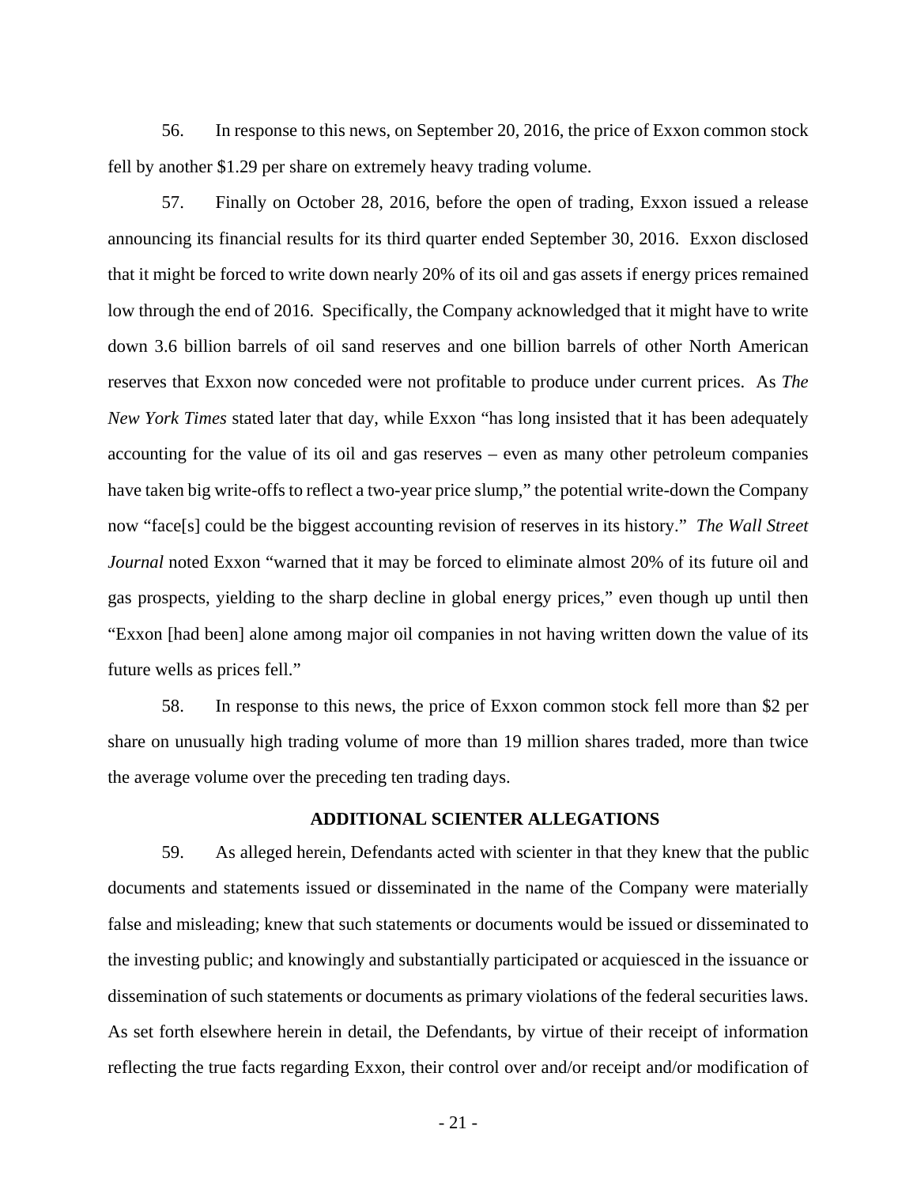56. In response to this news, on September 20, 2016, the price of Exxon common stock fell by another $1.29 per share on extremely heavy trading volume.

57. Finally on October 28, 2016, before the open of trading, Exxon issued a release announcing its financial results for its third quarter ended September 30, 2016. Exxon disclosed that it might be forced to write down nearly 20% of its oil and gas assets if energy prices remained low through the end of 2016. Specifically, the Company acknowledged that it might have to write down 3.6 billion barrels of oil sand reserves and one billion barrels of other North American reserves that Exxon now conceded were not profitable to produce under current prices. As *The New York Times* stated later that day, while Exxon "has long insisted that it has been adequately accounting for the value of its oil and gas reserves – even as many other petroleum companies have taken big write-offs to reflect a two-year price slump," the potential write-down the Company now "face[s] could be the biggest accounting revision of reserves in its history." *The Wall Street Journal* noted Exxon "warned that it may be forced to eliminate almost 20% of its future oil and gas prospects, yielding to the sharp decline in global energy prices," even though up until then "Exxon [had been] alone among major oil companies in not having written down the value of its future wells as prices fell."

58. In response to this news, the price of Exxon common stock fell more than $2 per share on unusually high trading volume of more than 19 million shares traded, more than twice the average volume over the preceding ten trading days.

## ADDITIONAL SCIENTER ALLEGATIONS

59. As alleged herein, Defendants acted with scienter in that they knew that the public documents and statements issued or disseminated in the name of the Company were materially false and misleading; knew that such statements or documents would be issued or disseminated to the investing public; and knowingly and substantially participated or acquiesced in the issuance or dissemination of such statements or documents as primary violations of the federal securities laws. As set forth elsewhere herein in detail, the Defendants, by virtue of their receipt of information reflecting the true facts regarding Exxon, their control over and/or receipt and/or modification of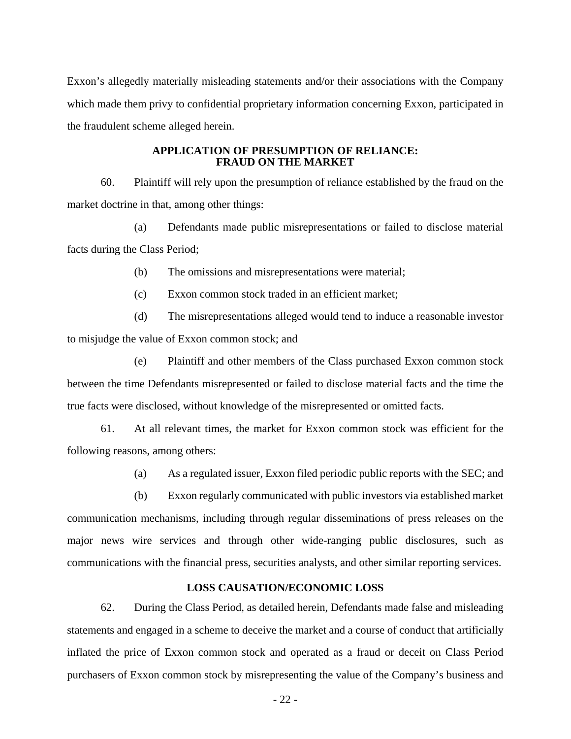Exxon's allegedly materially misleading statements and/or their associations with the Company which made them privy to confidential proprietary information concerning Exxon, participated in the fraudulent scheme alleged herein.

## APPLICATION OF PRESUMPTION OF RELIANCE: FRAUD ON THE MARKET

60. Plaintiff will rely upon the presumption of reliance established by the fraud on the market doctrine in that, among other things:

(a) Defendants made public misrepresentations or failed to disclose material facts during the Class Period;

(b) The omissions and misrepresentations were material;

(c) Exxon common stock traded in an efficient market;

(d) The misrepresentations alleged would tend to induce a reasonable investor to misjudge the value of Exxon common stock; and

(e) Plaintiff and other members of the Class purchased Exxon common stock between the time Defendants misrepresented or failed to disclose material facts and the time the true facts were disclosed, without knowledge of the misrepresented or omitted facts.

61. At all relevant times, the market for Exxon common stock was efficient for the following reasons, among others:

(a) As a regulated issuer, Exxon filed periodic public reports with the SEC; and

(b) Exxon regularly communicated with public investors via established market communication mechanisms, including through regular disseminations of press releases on the major news wire services and through other wide-ranging public disclosures, such as communications with the financial press, securities analysts, and other similar reporting services.

## LOSS CAUSATION/ECONOMIC LOSS

62. During the Class Period, as detailed herein, Defendants made false and misleading statements and engaged in a scheme to deceive the market and a course of conduct that artificially inflated the price of Exxon common stock and operated as a fraud or deceit on Class Period purchasers of Exxon common stock by misrepresenting the value of the Company's business and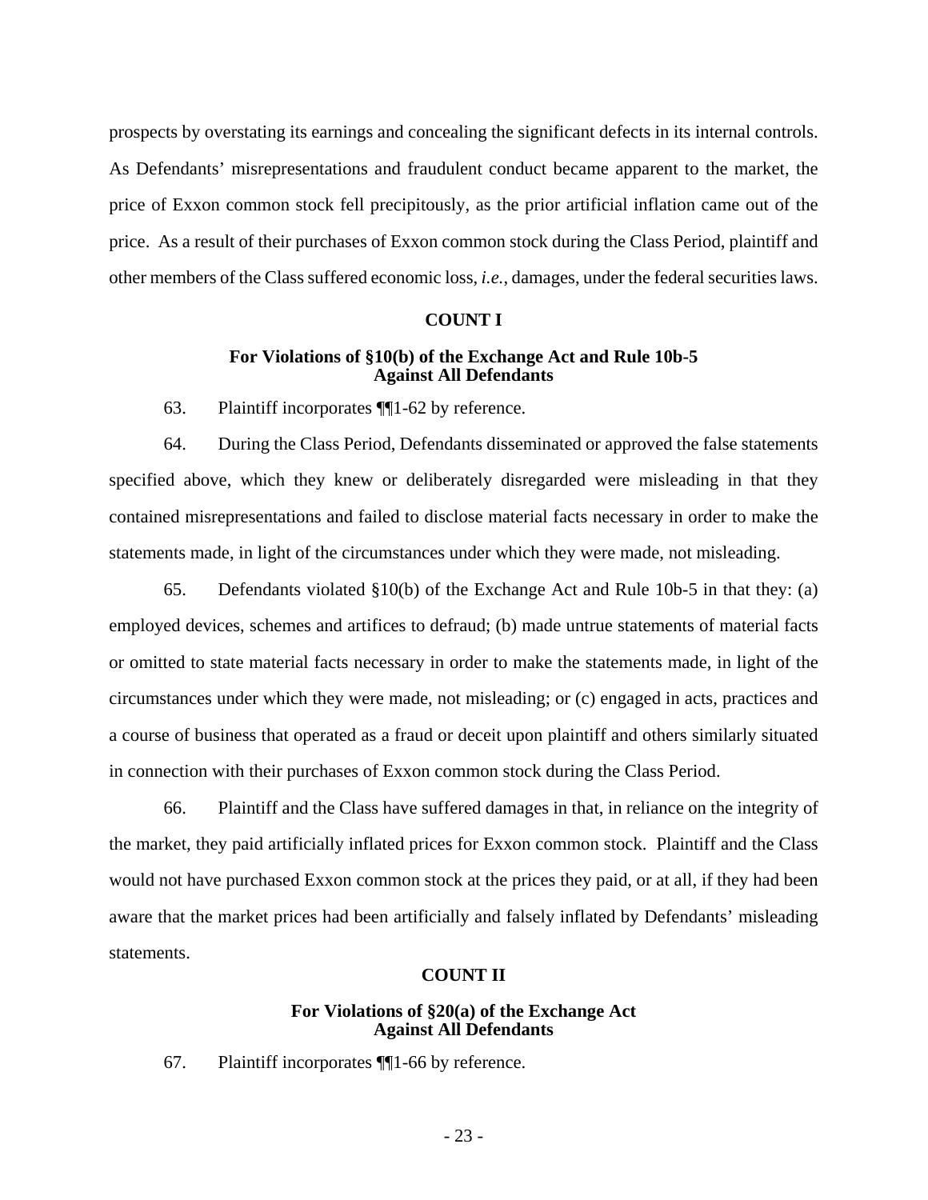prospects by overstating its earnings and concealing the significant defects in its internal controls. As Defendants' misrepresentations and fraudulent conduct became apparent to the market, the price of Exxon common stock fell precipitously, as the prior artificial inflation came out of the price. As a result of their purchases of Exxon common stock during the Class Period, plaintiff and other members of the Class suffered economic loss, *i.e.*, damages, under the federal securities laws.

**COUNT I**

**For Violations of §10(b) of the Exchange Act and Rule 10b-5 Against All Defendants**

63. Plaintiff incorporates ¶¶1-62 by reference.

64. During the Class Period, Defendants disseminated or approved the false statements specified above, which they knew or deliberately disregarded were misleading in that they contained misrepresentations and failed to disclose material facts necessary in order to make the statements made, in light of the circumstances under which they were made, not misleading.

65. Defendants violated §10(b) of the Exchange Act and Rule 10b-5 in that they: (a) employed devices, schemes and artifices to defraud; (b) made untrue statements of material facts or omitted to state material facts necessary in order to make the statements made, in light of the circumstances under which they were made, not misleading; or (c) engaged in acts, practices and a course of business that operated as a fraud or deceit upon plaintiff and others similarly situated in connection with their purchases of Exxon common stock during the Class Period.

66. Plaintiff and the Class have suffered damages in that, in reliance on the integrity of the market, they paid artificially inflated prices for Exxon common stock. Plaintiff and the Class would not have purchased Exxon common stock at the prices they paid, or at all, if they had been aware that the market prices had been artificially and falsely inflated by Defendants' misleading statements.

**COUNT II**

**For Violations of §20(a) of the Exchange Act Against All Defendants**

67. Plaintiff incorporates ¶¶1-66 by reference.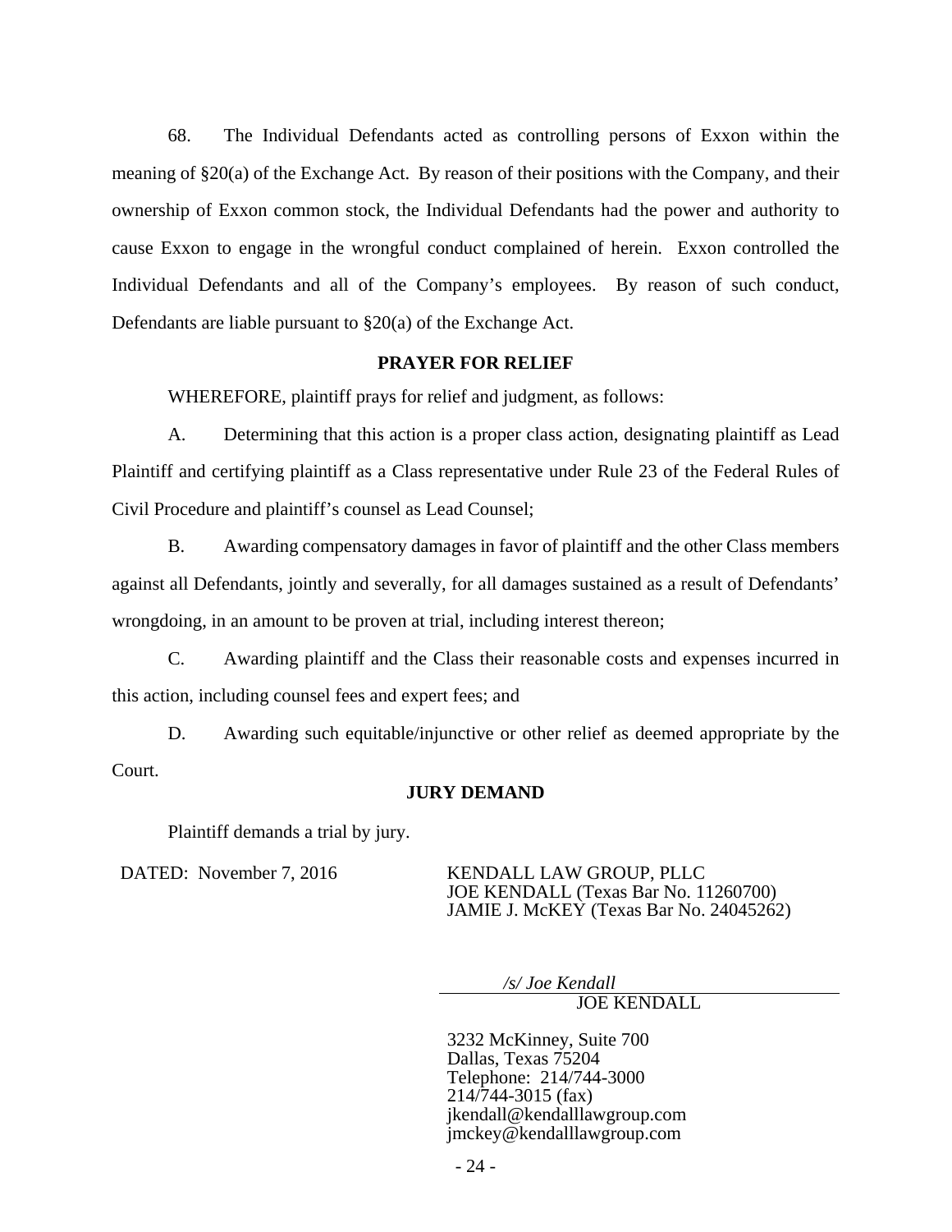68. The Individual Defendants acted as controlling persons of Exxon within the meaning of §20(a) of the Exchange Act. By reason of their positions with the Company, and their ownership of Exxon common stock, the Individual Defendants had the power and authority to cause Exxon to engage in the wrongful conduct complained of herein. Exxon controlled the Individual Defendants and all of the Company's employees. By reason of such conduct, Defendants are liable pursuant to §20(a) of the Exchange Act.

**PRAYER FOR RELIEF**

WHEREFORE, plaintiff prays for relief and judgment, as follows:

A. Determining that this action is a proper class action, designating plaintiff as Lead Plaintiff and certifying plaintiff as a Class representative under Rule 23 of the Federal Rules of Civil Procedure and plaintiff's counsel as Lead Counsel;

B. Awarding compensatory damages in favor of plaintiff and the other Class members against all Defendants, jointly and severally, for all damages sustained as a result of Defendants' wrongdoing, in an amount to be proven at trial, including interest thereon;

C. Awarding plaintiff and the Class their reasonable costs and expenses incurred in this action, including counsel fees and expert fees; and

D. Awarding such equitable/injunctive or other relief as deemed appropriate by the Court.

**JURY DEMAND**

Plaintiff demands a trial by jury.

DATED: November 7, 2016

KENDALL LAW GROUP, PLLC
JOE KENDALL (Texas Bar No. 11260700)
JAMIE J. McKEY (Texas Bar No. 24045262)

*/s/ Joe Kendall*
JOE KENDALL

3232 McKinney, Suite 700
Dallas, Texas 75204
Telephone: 214/744-3000
214/744-3015 (fax)
jkendall@kendalllawgroup.com
jmckey@kendalllawgroup.com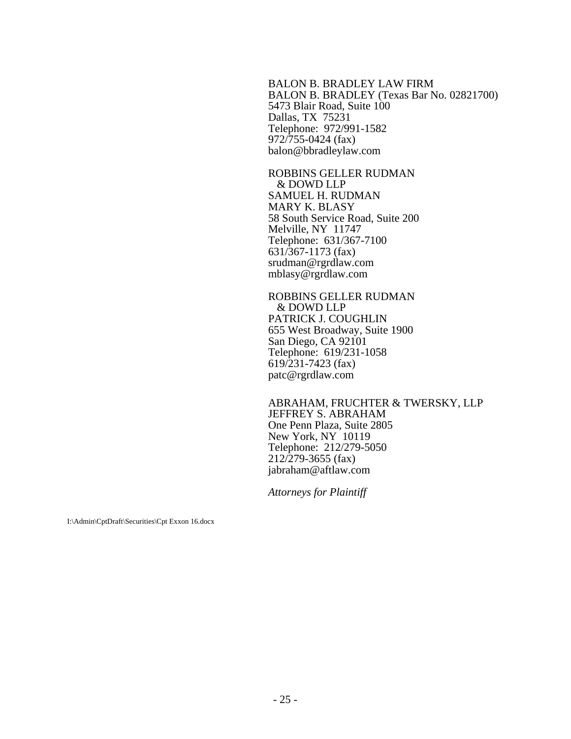BALON B. BRADLEY LAW FIRM
BALON B. BRADLEY (Texas Bar No. 02821700)
5473 Blair Road, Suite 100
Dallas, TX 75231
Telephone: 972/991-1582
972/755-0424 (fax)
balon@bbradleylaw.com

ROBBINS GELLER RUDMAN
& DOWD LLP
SAMUEL H. RUDMAN
MARY K. BLASY
58 South Service Road, Suite 200
Melville, NY 11747
Telephone: 631/367-7100
631/367-1173 (fax)
srudman@rgrdlaw.com
mblasy@rgrdlaw.com

ROBBINS GELLER RUDMAN
& DOWD LLP
PATRICK J. COUGHLIN
655 West Broadway, Suite 1900
San Diego, CA 92101
Telephone: 619/231-1058
619/231-7423 (fax)
patc@rgrdlaw.com

ABRAHAM, FRUCHTER & TWERSKY, LLP
JEFFREY S. ABRAHAM
One Penn Plaza, Suite 2805
New York, NY 10119
Telephone: 212/279-5050
212/279-3655 (fax)
jabraham@aftlaw.com

*Attorneys for Plaintiff*

I:\Admin\CptDraft\Securities\Cpt Exxon 16.docx